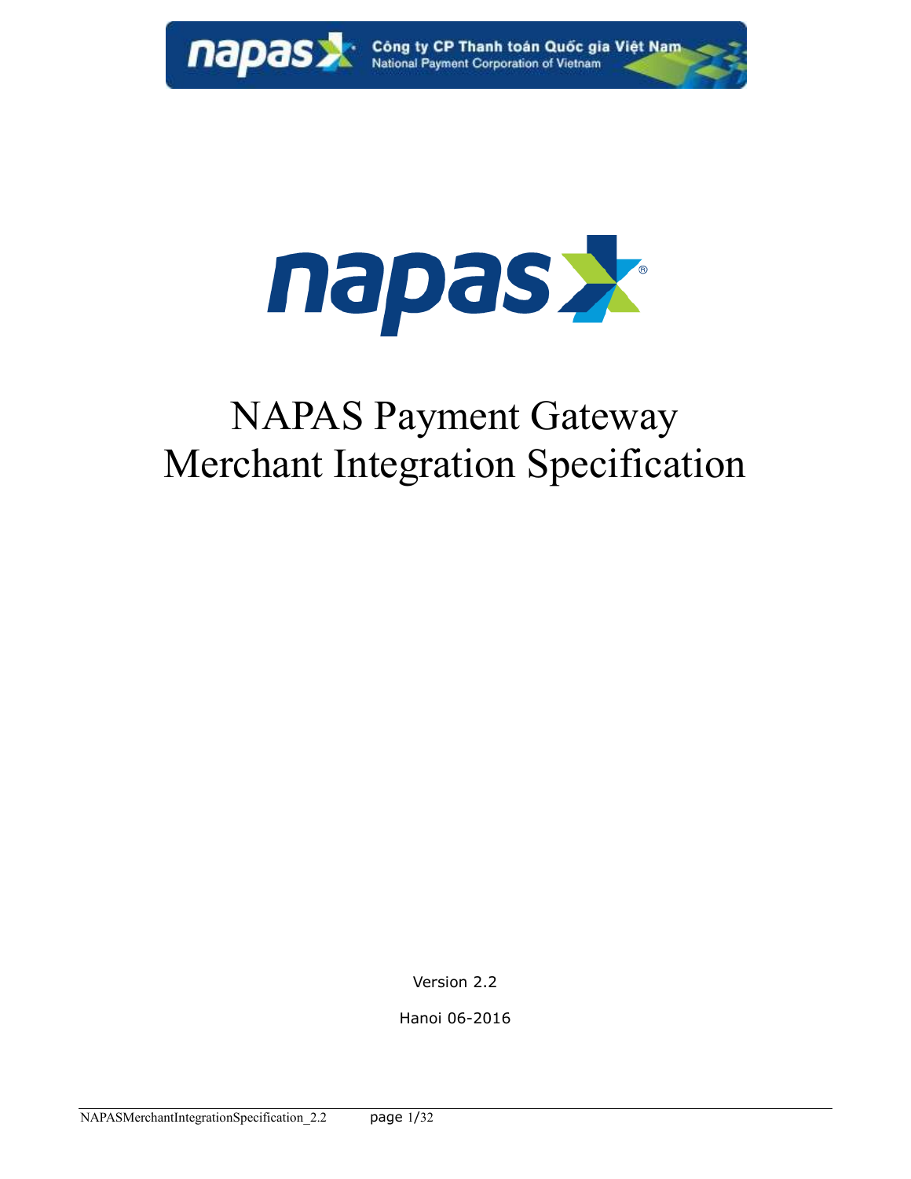# NAPAS Payment Gateway Merchant Integration Specification

Version 2.2

Hanoi 06-2016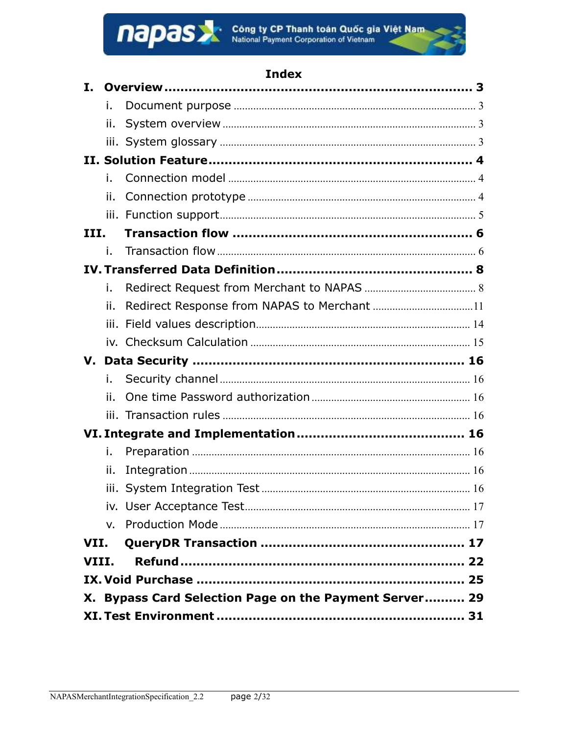# Index

**I. Overview .......................................................................... 3**

- i. Document purpose .................................................................... 3
- ii. System overview ...................................................................... 3
- iii. System glossary ...................................................................... 3

**II. Solution Feature ............................................................... 4**

- i. Connection model ..................................................................... 4
- ii. Connection prototype ............................................................... 4
- iii. Function support ...................................................................... 5

**III. Transaction flow ........................................................... 6**

- i. Transaction flow ....................................................................... 6

**IV. Transferred Data Definition ............................................... 8**

- i. Redirect Request from Merchant to NAPAS ................................. 8
- ii. Redirect Response from NAPAS to Merchant ............................. 11
- iii. Field values description ......................................................... 14
- iv. Checksum Calculation ............................................................. 15

**V. Data Security ................................................................... 16**

- i. Security channel ..................................................................... 16
- ii. One time Password authorization ............................................ 16
- iii. Transaction rules .................................................................... 16

**VI. Integrate and Implementation ......................................... 16**

- i. Preparation ............................................................................. 16
- ii. Integration .............................................................................. 16
- iii. System Integration Test .......................................................... 16
- iv. User Acceptance Test ............................................................... 17
- v. Production Mode ..................................................................... 17

**VII. QueryDR Transaction ................................................... 17**

**VIII. Refund ..................................................................... 22**

**IX. Void Purchase ................................................................. 25**

**X. Bypass Card Selection Page on the Payment Server .......... 29**

**XI. Test Environment ............................................................ 31**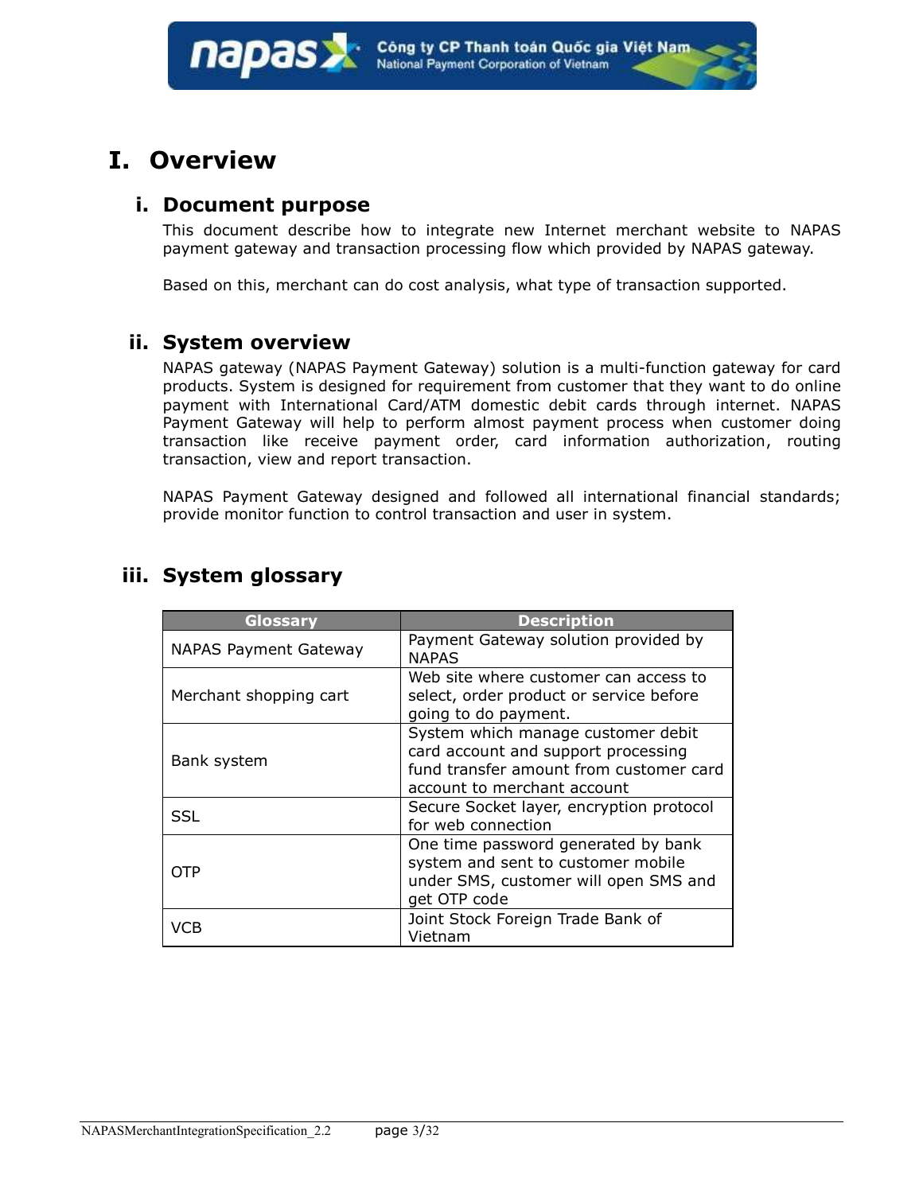# I. Overview

## i. Document purpose

This document describe how to integrate new Internet merchant website to NAPAS payment gateway and transaction processing flow which provided by NAPAS gateway.

Based on this, merchant can do cost analysis, what type of transaction supported.

## ii. System overview

NAPAS gateway (NAPAS Payment Gateway) solution is a multi-function gateway for card products. System is designed for requirement from customer that they want to do online payment with International Card/ATM domestic debit cards through internet. NAPAS Payment Gateway will help to perform almost payment process when customer doing transaction like receive payment order, card information authorization, routing transaction, view and report transaction.

NAPAS Payment Gateway designed and followed all international financial standards; provide monitor function to control transaction and user in system.

## iii. System glossary

| Glossary | Description |
| --- | --- |
| NAPAS Payment Gateway | Payment Gateway solution provided by NAPAS |
| Merchant shopping cart | Web site where customer can access to select, order product or service before going to do payment. |
| Bank system | System which manage customer debit card account and support processing fund transfer amount from customer card account to merchant account |
| SSL | Secure Socket layer, encryption protocol for web connection |
| OTP | One time password generated by bank system and sent to customer mobile under SMS, customer will open SMS and get OTP code |
| VCB | Joint Stock Foreign Trade Bank of Vietnam |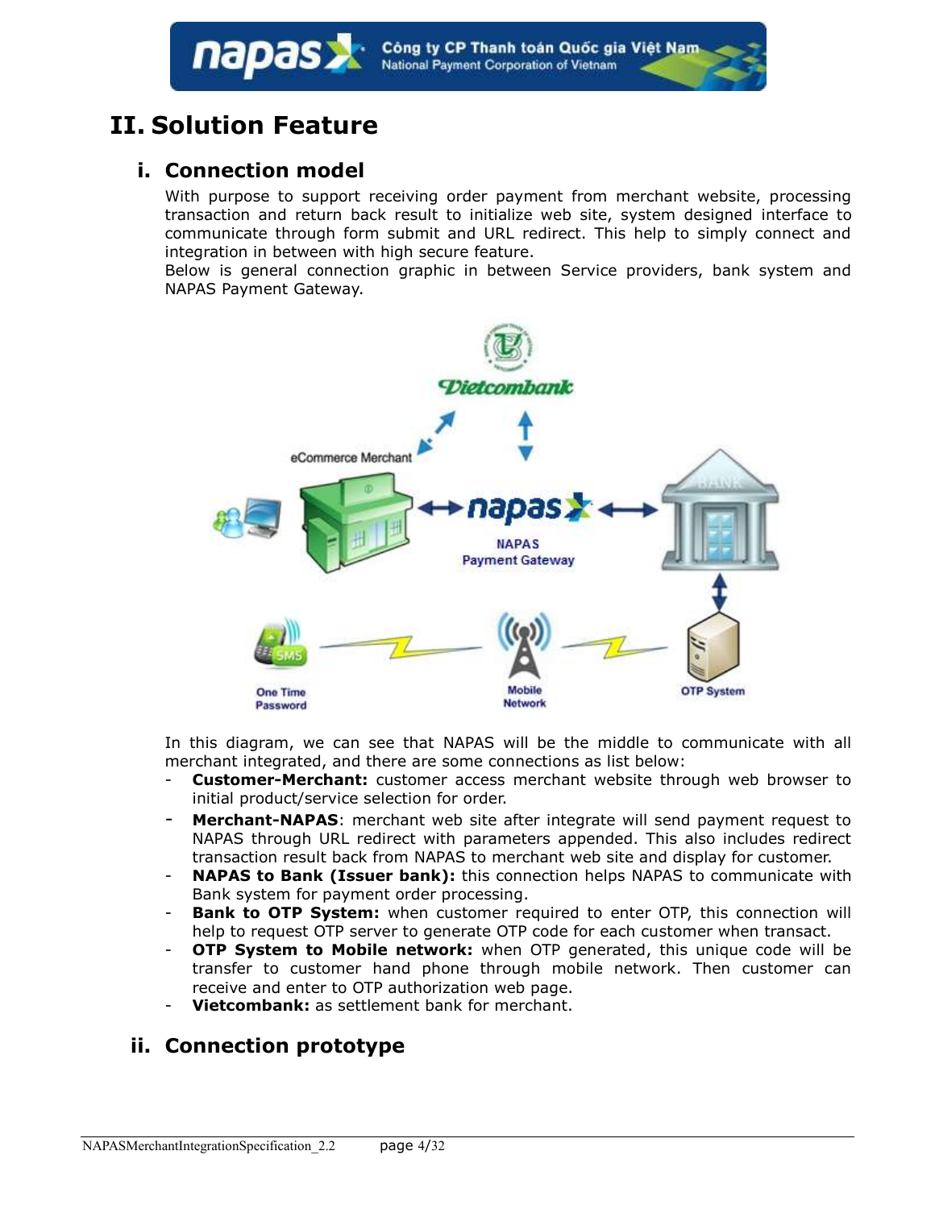# II. Solution Feature

## i. Connection model

With purpose to support receiving order payment from merchant website, processing transaction and return back result to initialize web site, system designed interface to communicate through form submit and URL redirect. This help to simply connect and integration in between with high secure feature.

Below is general connection graphic in between Service providers, bank system and NAPAS Payment Gateway.

In this diagram, we can see that NAPAS will be the middle to communicate with all merchant integrated, and there are some connections as list below:

- **Customer-Merchant:** customer access merchant website through web browser to initial product/service selection for order.
- **Merchant-NAPAS**: merchant web site after integrate will send payment request to NAPAS through URL redirect with parameters appended. This also includes redirect transaction result back from NAPAS to merchant web site and display for customer.
- **NAPAS to Bank (Issuer bank):** this connection helps NAPAS to communicate with Bank system for payment order processing.
- **Bank to OTP System:** when customer required to enter OTP, this connection will help to request OTP server to generate OTP code for each customer when transact.
- **OTP System to Mobile network:** when OTP generated, this unique code will be transfer to customer hand phone through mobile network. Then customer can receive and enter to OTP authorization web page.
- **Vietcombank:** as settlement bank for merchant.

## ii. Connection prototype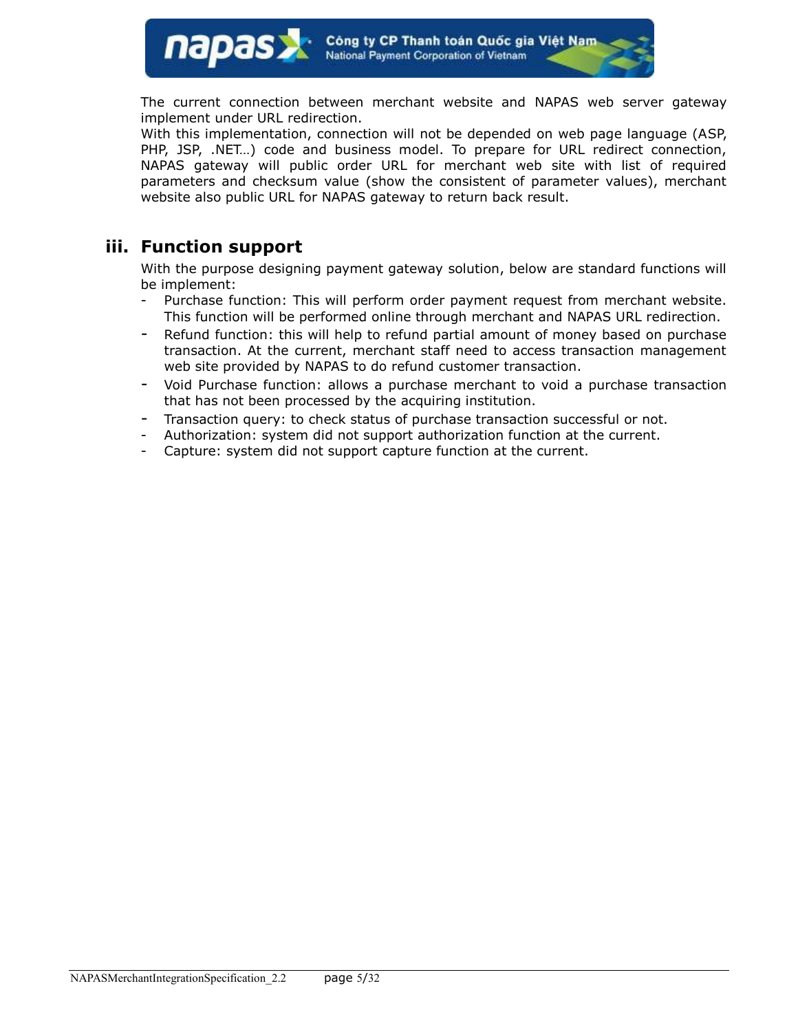The current connection between merchant website and NAPAS web server gateway implement under URL redirection.

With this implementation, connection will not be depended on web page language (ASP, PHP, JSP, .NET…) code and business model. To prepare for URL redirect connection, NAPAS gateway will public order URL for merchant web site with list of required parameters and checksum value (show the consistent of parameter values), merchant website also public URL for NAPAS gateway to return back result.

## iii. Function support

With the purpose designing payment gateway solution, below are standard functions will be implement:

- Purchase function: This will perform order payment request from merchant website. This function will be performed online through merchant and NAPAS URL redirection.
- Refund function: this will help to refund partial amount of money based on purchase transaction. At the current, merchant staff need to access transaction management web site provided by NAPAS to do refund customer transaction.
- Void Purchase function: allows a purchase merchant to void a purchase transaction that has not been processed by the acquiring institution.
- Transaction query: to check status of purchase transaction successful or not.
- Authorization: system did not support authorization function at the current.
- Capture: system did not support capture function at the current.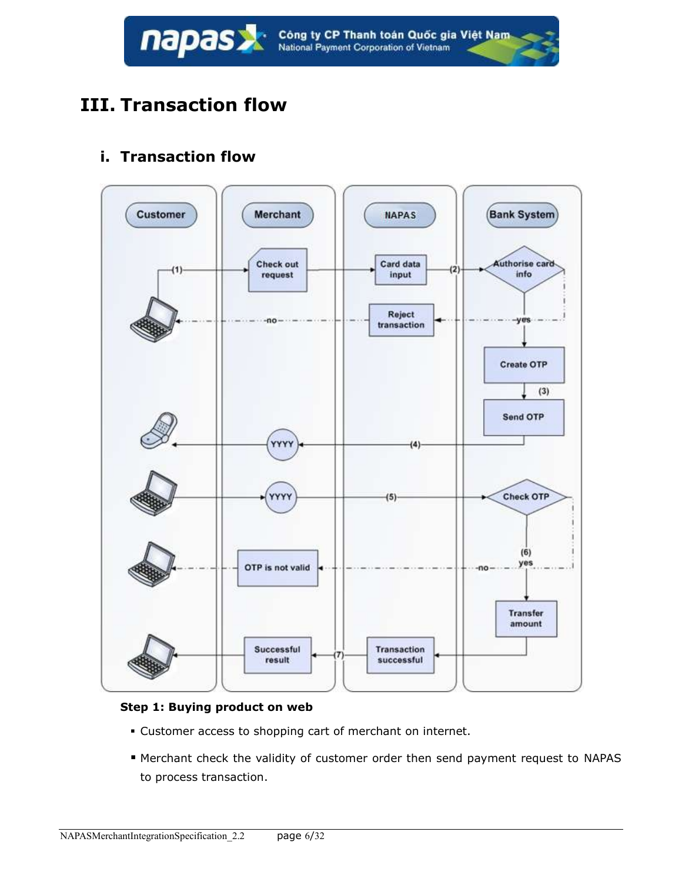# III. Transaction flow

## i. Transaction flow

**Step 1: Buying product on web**

- Customer access to shopping cart of merchant on internet.
- Merchant check the validity of customer order then send payment request to NAPAS to process transaction.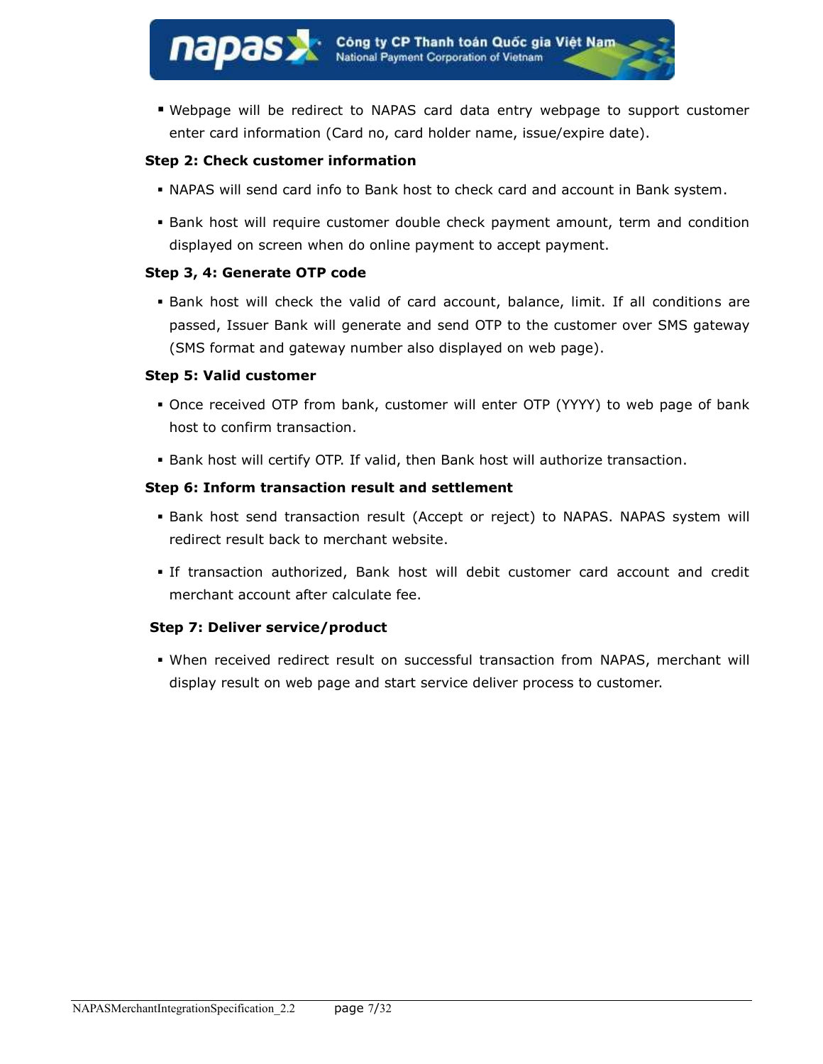- Webpage will be redirect to NAPAS card data entry webpage to support customer enter card information (Card no, card holder name, issue/expire date).

**Step 2: Check customer information**

- NAPAS will send card info to Bank host to check card and account in Bank system.
- Bank host will require customer double check payment amount, term and condition displayed on screen when do online payment to accept payment.

**Step 3, 4: Generate OTP code**

- Bank host will check the valid of card account, balance, limit. If all conditions are passed, Issuer Bank will generate and send OTP to the customer over SMS gateway (SMS format and gateway number also displayed on web page).

**Step 5: Valid customer**

- Once received OTP from bank, customer will enter OTP (YYYY) to web page of bank host to confirm transaction.
- Bank host will certify OTP. If valid, then Bank host will authorize transaction.

**Step 6: Inform transaction result and settlement**

- Bank host send transaction result (Accept or reject) to NAPAS. NAPAS system will redirect result back to merchant website.
- If transaction authorized, Bank host will debit customer card account and credit merchant account after calculate fee.

**Step 7: Deliver service/product**

- When received redirect result on successful transaction from NAPAS, merchant will display result on web page and start service deliver process to customer.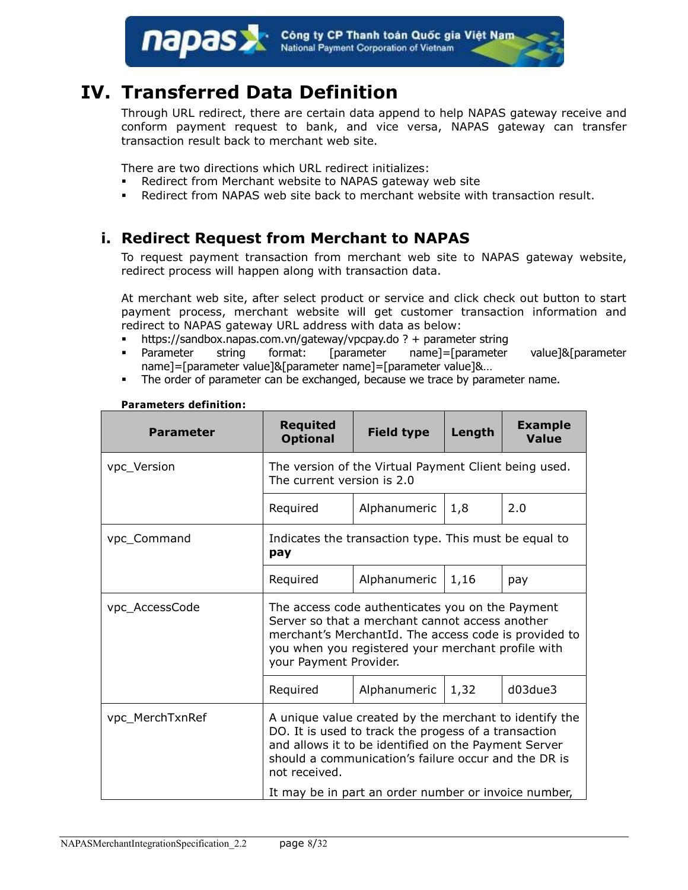# IV. Transferred Data Definition

Through URL redirect, there are certain data append to help NAPAS gateway receive and conform payment request to bank, and vice versa, NAPAS gateway can transfer transaction result back to merchant web site.

There are two directions which URL redirect initializes:

- Redirect from Merchant website to NAPAS gateway web site
- Redirect from NAPAS web site back to merchant website with transaction result.

## i. Redirect Request from Merchant to NAPAS

To request payment transaction from merchant web site to NAPAS gateway website, redirect process will happen along with transaction data.

At merchant web site, after select product or service and click check out button to start payment process, merchant website will get customer transaction information and redirect to NAPAS gateway URL address with data as below:

- https://sandbox.napas.com.vn/gateway/vpcpay.do ? + parameter string
- Parameter string format: [parameter name]=[parameter value]&[parameter name]=[parameter value]&[parameter name]=[parameter value]&…
- The order of parameter can be exchanged, because we trace by parameter name.

**Parameters definition:**

| Parameter | Requited Optional | Field type | Length | Example Value |
|---|---|---|---|---|
| vpc_Version | The version of the Virtual Payment Client being used. The current version is 2.0 | | | |
| | Required | Alphanumeric | 1,8 | 2.0 |
| vpc_Command | Indicates the transaction type. This must be equal to **pay** | | | |
| | Required | Alphanumeric | 1,16 | pay |
| vpc_AccessCode | The access code authenticates you on the Payment Server so that a merchant cannot access another merchant's MerchantId. The access code is provided to you when you registered your merchant profile with your Payment Provider. | | | |
| | Required | Alphanumeric | 1,32 | d03due3 |
| vpc_MerchTxnRef | A unique value created by the merchant to identify the DO. It is used to track the progess of a transaction and allows it to be identified on the Payment Server should a communication's failure occur and the DR is not received. It may be in part an order number or invoice number, | | | |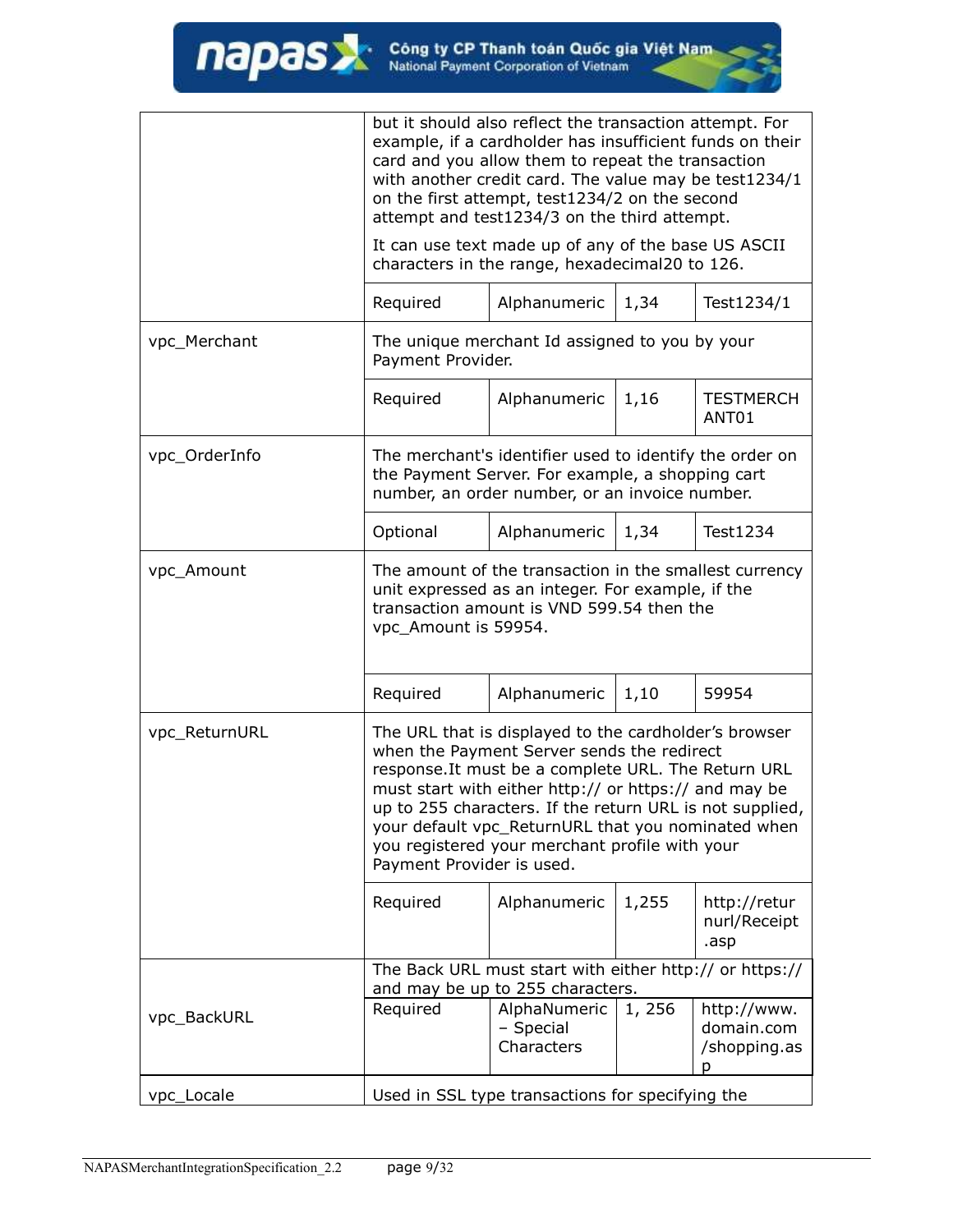| Field | Description | | | |
|---|---|---|---|---|
| | but it should also reflect the transaction attempt. For example, if a cardholder has insufficient funds on their card and you allow them to repeat the transaction with another credit card. The value may be test1234/1 on the first attempt, test1234/2 on the second attempt and test1234/3 on the third attempt.<br><br>It can use text made up of any of the base US ASCII characters in the range, hexadecimal20 to 126. | | | |
| | Required | Alphanumeric | 1,34 | Test1234/1 |
| vpc_Merchant | The unique merchant Id assigned to you by your Payment Provider. | | | |
| | Required | Alphanumeric | 1,16 | TESTMERCHANT01 |
| vpc_OrderInfo | The merchant's identifier used to identify the order on the Payment Server. For example, a shopping cart number, an order number, or an invoice number. | | | |
| | Optional | Alphanumeric | 1,34 | Test1234 |
| vpc_Amount | The amount of the transaction in the smallest currency unit expressed as an integer. For example, if the transaction amount is VND 599.54 then the vpc_Amount is 59954. | | | |
| | Required | Alphanumeric | 1,10 | 59954 |
| vpc_ReturnURL | The URL that is displayed to the cardholder's browser when the Payment Server sends the redirect response.It must be a complete URL. The Return URL must start with either http:// or https:// and may be up to 255 characters. If the return URL is not supplied, your default vpc_ReturnURL that you nominated when you registered your merchant profile with your Payment Provider is used. | | | |
| | Required | Alphanumeric | 1,255 | http://returnurl/Receipt.asp |
| vpc_BackURL | The Back URL must start with either http:// or https:// and may be up to 255 characters. | | | |
| | Required | AlphaNumeric – Special Characters | 1, 256 | http://www.domain.com/shopping.asp |
| vpc_Locale | Used in SSL type transactions for specifying the | | | |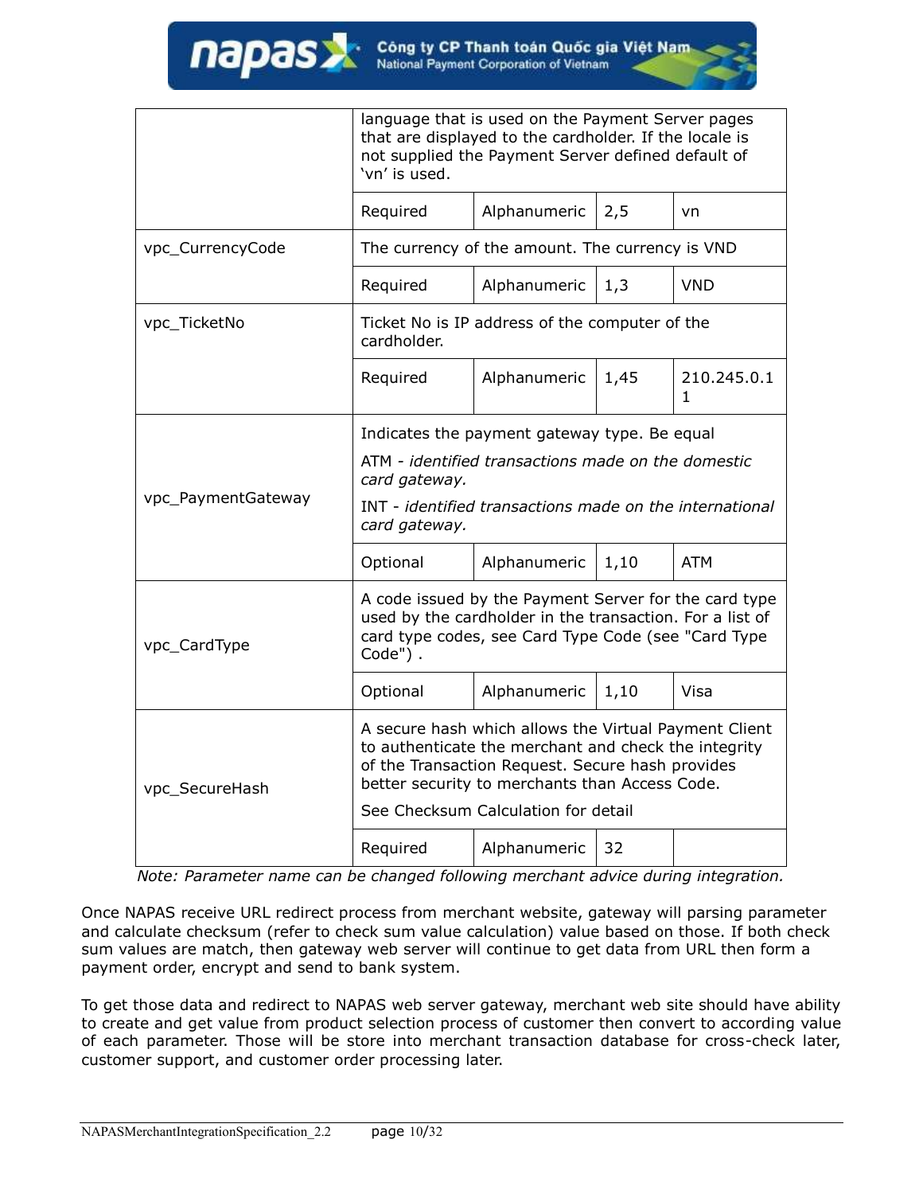| | | | | |
|---|---|---|---|---|
| | language that is used on the Payment Server pages that are displayed to the cardholder. If the locale is not supplied the Payment Server defined default of 'vn' is used. | | | |
| | Required | Alphanumeric | 2,5 | vn |
| vpc_CurrencyCode | The currency of the amount. The currency is VND | | | |
| | Required | Alphanumeric | 1,3 | VND |
| vpc_TicketNo | Ticket No is IP address of the computer of the cardholder. | | | |
| | Required | Alphanumeric | 1,45 | 210.245.0.11 |
| vpc_PaymentGateway | Indicates the payment gateway type. Be equal<br>ATM - *identified transactions made on the domestic card gateway.*<br>INT - *identified transactions made on the international card gateway.* | | | |
| | Optional | Alphanumeric | 1,10 | ATM |
| vpc_CardType | A code issued by the Payment Server for the card type used by the cardholder in the transaction. For a list of card type codes, see Card Type Code (see "Card Type Code") . | | | |
| | Optional | Alphanumeric | 1,10 | Visa |
| vpc_SecureHash | A secure hash which allows the Virtual Payment Client to authenticate the merchant and check the integrity of the Transaction Request. Secure hash provides better security to merchants than Access Code.<br>See Checksum Calculation for detail | | | |
| | Required | Alphanumeric | 32 | |

*Note: Parameter name can be changed following merchant advice during integration.*

Once NAPAS receive URL redirect process from merchant website, gateway will parsing parameter and calculate checksum (refer to check sum value calculation) value based on those. If both check sum values are match, then gateway web server will continue to get data from URL then form a payment order, encrypt and send to bank system.

To get those data and redirect to NAPAS web server gateway, merchant web site should have ability to create and get value from product selection process of customer then convert to according value of each parameter. Those will be store into merchant transaction database for cross-check later, customer support, and customer order processing later.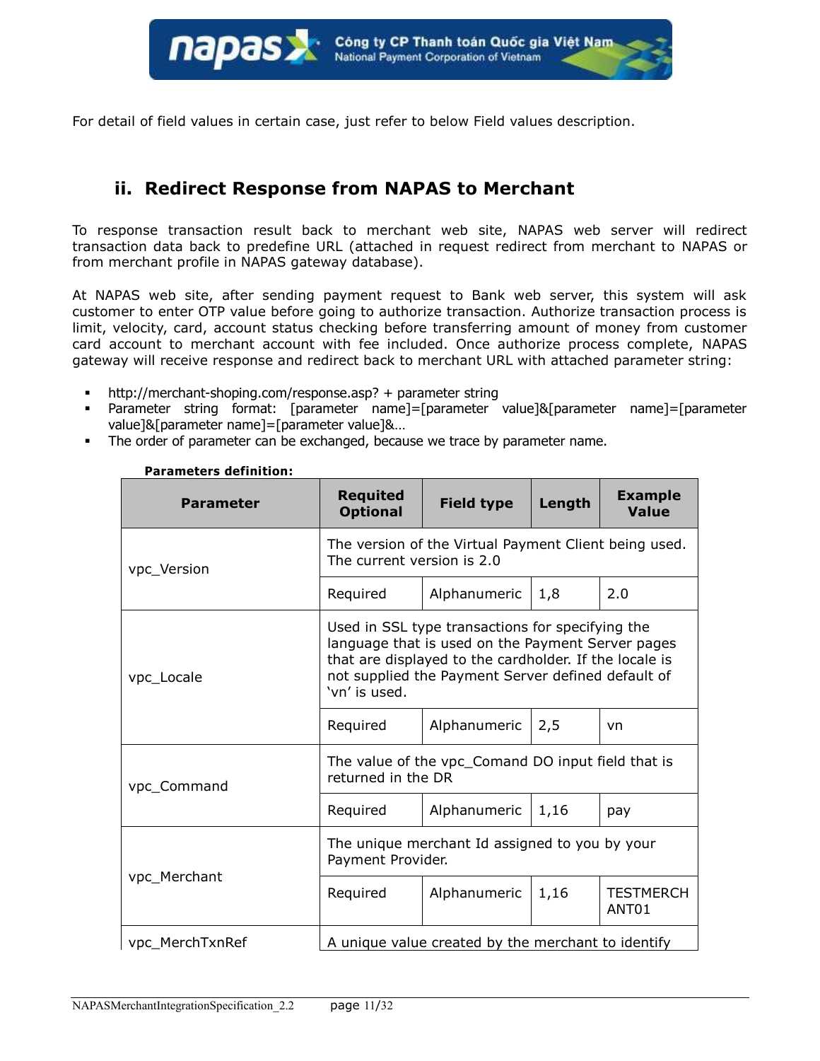For detail of field values in certain case, just refer to below Field values description.

## ii. Redirect Response from NAPAS to Merchant

To response transaction result back to merchant web site, NAPAS web server will redirect transaction data back to predefine URL (attached in request redirect from merchant to NAPAS or from merchant profile in NAPAS gateway database).

At NAPAS web site, after sending payment request to Bank web server, this system will ask customer to enter OTP value before going to authorize transaction. Authorize transaction process is limit, velocity, card, account status checking before transferring amount of money from customer card account to merchant account with fee included. Once authorize process complete, NAPAS gateway will receive response and redirect back to merchant URL with attached parameter string:

- http://merchant-shoping.com/response.asp? + parameter string
- Parameter string format: [parameter name]=[parameter value]&[parameter name]=[parameter value]&[parameter name]=[parameter value]&…
- The order of parameter can be exchanged, because we trace by parameter name.

**Parameters definition:**

| Parameter | Requited Optional | Field type | Length | Example Value |
|---|---|---|---|---|
| vpc_Version | The version of the Virtual Payment Client being used. The current version is 2.0 | | | |
| | Required | Alphanumeric | 1,8 | 2.0 |
| vpc_Locale | Used in SSL type transactions for specifying the language that is used on the Payment Server pages that are displayed to the cardholder. If the locale is not supplied the Payment Server defined default of 'vn' is used. | | | |
| | Required | Alphanumeric | 2,5 | vn |
| vpc_Command | The value of the vpc_Comand DO input field that is returned in the DR | | | |
| | Required | Alphanumeric | 1,16 | pay |
| vpc_Merchant | The unique merchant Id assigned to you by your Payment Provider. | | | |
| | Required | Alphanumeric | 1,16 | TESTMERCHANT01 |
| vpc_MerchTxnRef | A unique value created by the merchant to identify | | | |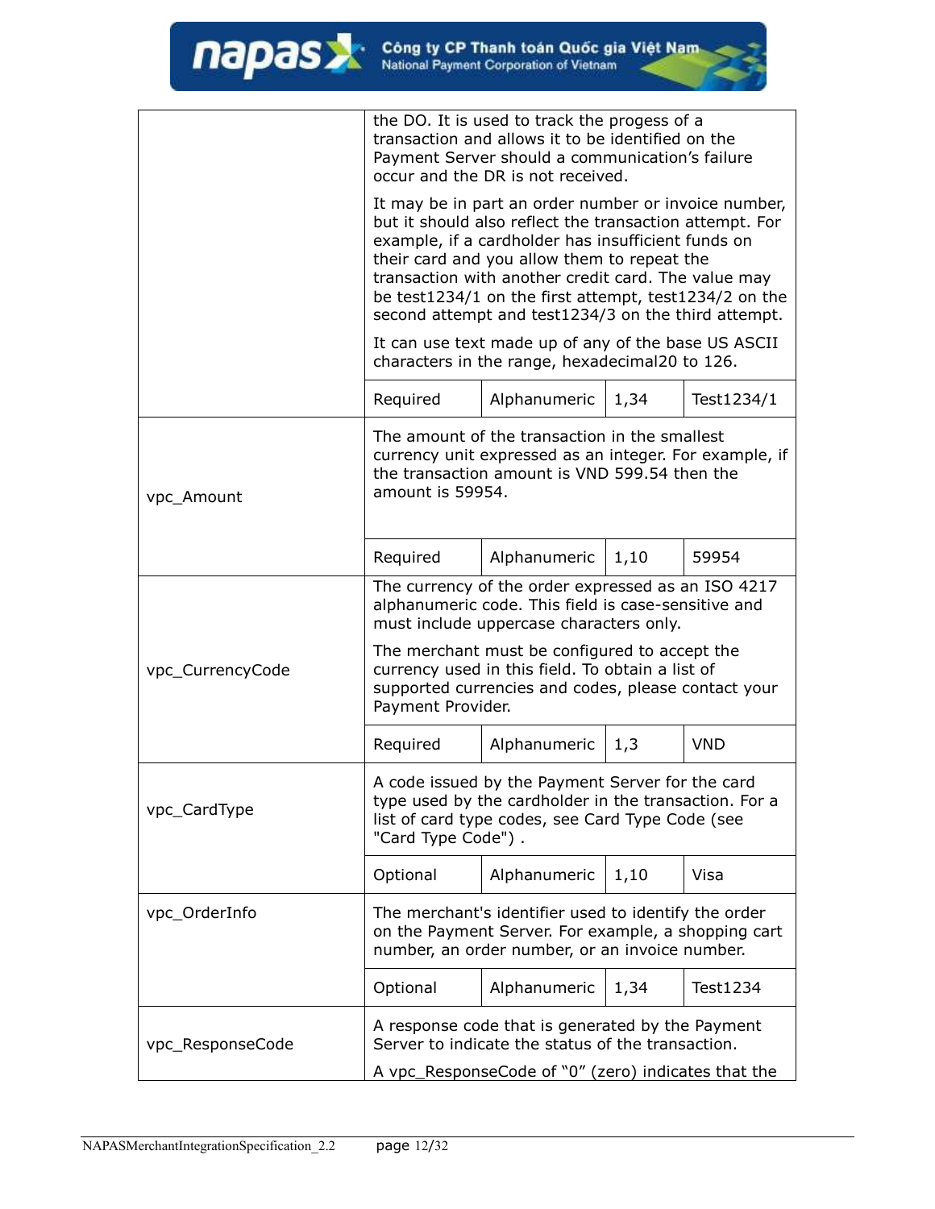| | | | | |
|---|---|---|---|---|
| | the DO. It is used to track the progess of a transaction and allows it to be identified on the Payment Server should a communication's failure occur and the DR is not received.<br><br>It may be in part an order number or invoice number, but it should also reflect the transaction attempt. For example, if a cardholder has insufficient funds on their card and you allow them to repeat the transaction with another credit card. The value may be test1234/1 on the first attempt, test1234/2 on the second attempt and test1234/3 on the third attempt.<br><br>It can use text made up of any of the base US ASCII characters in the range, hexadecimal20 to 126. | | | |
| | Required | Alphanumeric | 1,34 | Test1234/1 |
| vpc_Amount | The amount of the transaction in the smallest currency unit expressed as an integer. For example, if the transaction amount is VND 599.54 then the amount is 59954. | | | |
| | Required | Alphanumeric | 1,10 | 59954 |
| vpc_CurrencyCode | The currency of the order expressed as an ISO 4217 alphanumeric code. This field is case-sensitive and must include uppercase characters only.<br><br>The merchant must be configured to accept the currency used in this field. To obtain a list of supported currencies and codes, please contact your Payment Provider. | | | |
| | Required | Alphanumeric | 1,3 | VND |
| vpc_CardType | A code issued by the Payment Server for the card type used by the cardholder in the transaction. For a list of card type codes, see Card Type Code (see "Card Type Code") . | | | |
| | Optional | Alphanumeric | 1,10 | Visa |
| vpc_OrderInfo | The merchant's identifier used to identify the order on the Payment Server. For example, a shopping cart number, an order number, or an invoice number. | | | |
| | Optional | Alphanumeric | 1,34 | Test1234 |
| vpc_ResponseCode | A response code that is generated by the Payment Server to indicate the status of the transaction.<br><br>A vpc_ResponseCode of "0" (zero) indicates that the | | | |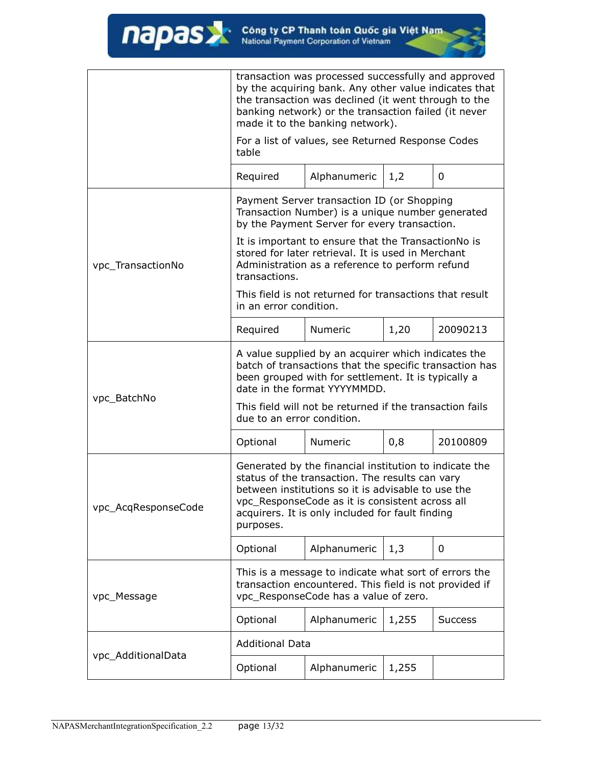| Field | Description | | | |
|---|---|---|---|---|
| | transaction was processed successfully and approved by the acquiring bank. Any other value indicates that the transaction was declined (it went through to the banking network) or the transaction failed (it never made it to the banking network).<br><br>For a list of values, see Returned Response Codes table | | | |
| | Required | Alphanumeric | 1,2 | 0 |
| vpc_TransactionNo | Payment Server transaction ID (or Shopping Transaction Number) is a unique number generated by the Payment Server for every transaction.<br><br>It is important to ensure that the TransactionNo is stored for later retrieval. It is used in Merchant Administration as a reference to perform refund transactions.<br><br>This field is not returned for transactions that result in an error condition. | | | |
| | Required | Numeric | 1,20 | 20090213 |
| vpc_BatchNo | A value supplied by an acquirer which indicates the batch of transactions that the specific transaction has been grouped with for settlement. It is typically a date in the format YYYYMMDD.<br><br>This field will not be returned if the transaction fails due to an error condition. | | | |
| | Optional | Numeric | 0,8 | 20100809 |
| vpc_AcqResponseCode | Generated by the financial institution to indicate the status of the transaction. The results can vary between institutions so it is advisable to use the vpc_ResponseCode as it is consistent across all acquirers. It is only included for fault finding purposes. | | | |
| | Optional | Alphanumeric | 1,3 | 0 |
| vpc_Message | This is a message to indicate what sort of errors the transaction encountered. This field is not provided if vpc_ResponseCode has a value of zero. | | | |
| | Optional | Alphanumeric | 1,255 | Success |
| vpc_AdditionalData | Additional Data | | | |
| | Optional | Alphanumeric | 1,255 | |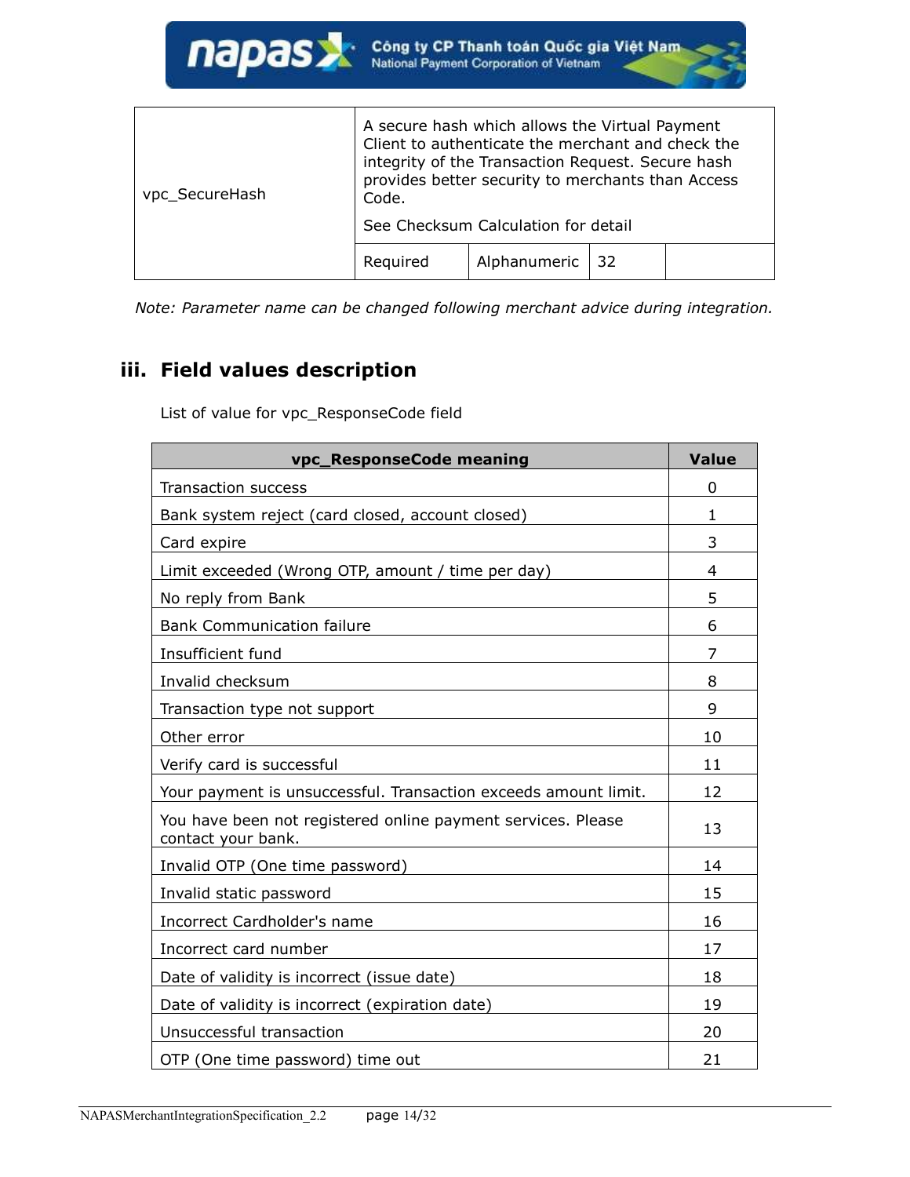| vpc_SecureHash | A secure hash which allows the Virtual Payment Client to authenticate the merchant and check the integrity of the Transaction Request. Secure hash provides better security to merchants than Access Code.<br><br>See Checksum Calculation for detail | | | |
|---|---|---|---|---|
| | Required | Alphanumeric | 32 | |

*Note: Parameter name can be changed following merchant advice during integration.*

### iii. Field values description

List of value for vpc_ResponseCode field

| vpc_ResponseCode meaning | Value |
|---|---|
| Transaction success | 0 |
| Bank system reject (card closed, account closed) | 1 |
| Card expire | 3 |
| Limit exceeded (Wrong OTP, amount / time per day) | 4 |
| No reply from Bank | 5 |
| Bank Communication failure | 6 |
| Insufficient fund | 7 |
| Invalid checksum | 8 |
| Transaction type not support | 9 |
| Other error | 10 |
| Verify card is successful | 11 |
| Your payment is unsuccessful. Transaction exceeds amount limit. | 12 |
| You have been not registered online payment services. Please contact your bank. | 13 |
| Invalid OTP (One time password) | 14 |
| Invalid static password | 15 |
| Incorrect Cardholder's name | 16 |
| Incorrect card number | 17 |
| Date of validity is incorrect (issue date) | 18 |
| Date of validity is incorrect (expiration date) | 19 |
| Unsuccessful transaction | 20 |
| OTP (One time password) time out | 21 |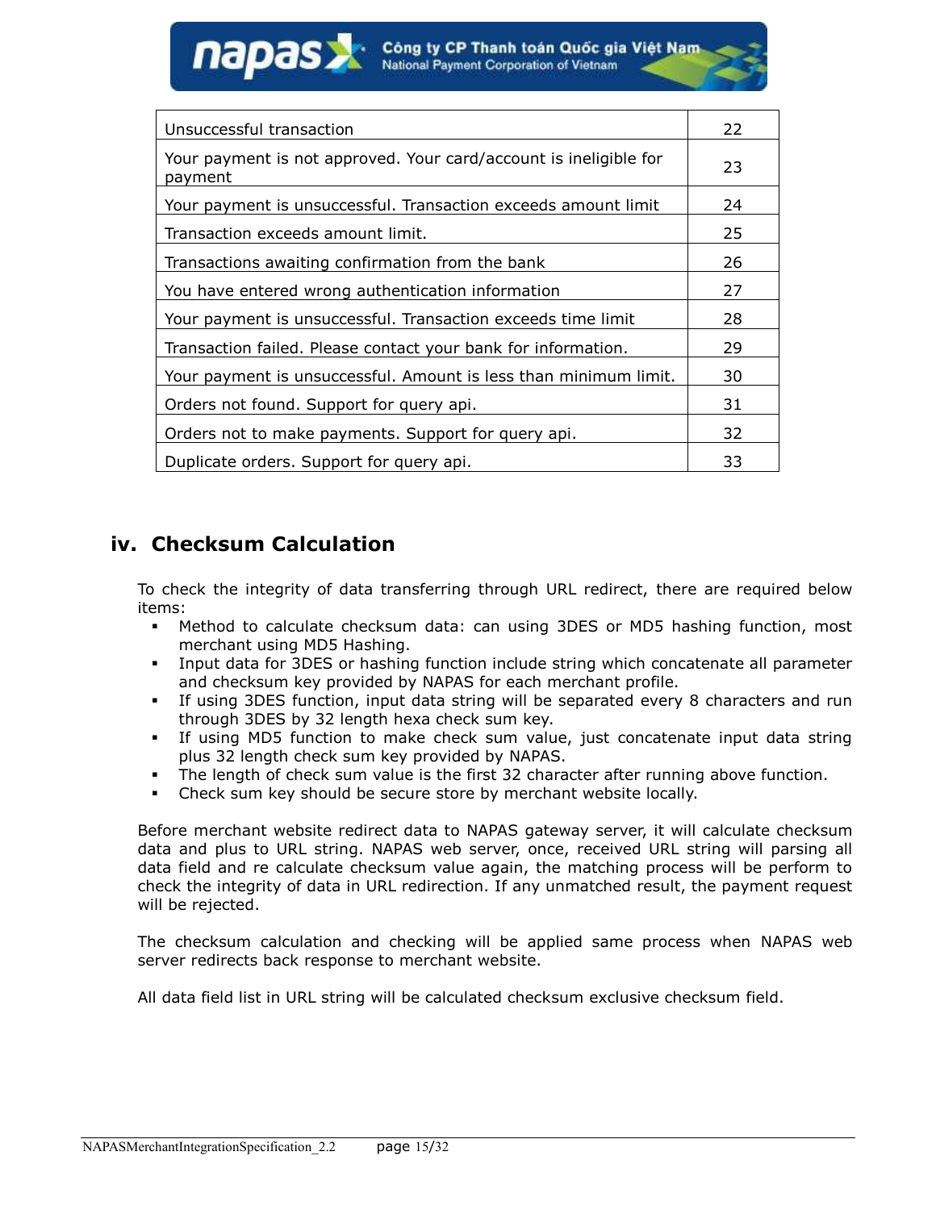| Unsuccessful transaction | 22 |
|---|---|
| Your payment is not approved. Your card/account is ineligible for payment | 23 |
| Your payment is unsuccessful. Transaction exceeds amount limit | 24 |
| Transaction exceeds amount limit. | 25 |
| Transactions awaiting confirmation from the bank | 26 |
| You have entered wrong authentication information | 27 |
| Your payment is unsuccessful. Transaction exceeds time limit | 28 |
| Transaction failed. Please contact your bank for information. | 29 |
| Your payment is unsuccessful. Amount is less than minimum limit. | 30 |
| Orders not found. Support for query api. | 31 |
| Orders not to make payments. Support for query api. | 32 |
| Duplicate orders. Support for query api. | 33 |

## iv. Checksum Calculation

To check the integrity of data transferring through URL redirect, there are required below items:

- Method to calculate checksum data: can using 3DES or MD5 hashing function, most merchant using MD5 Hashing.
- Input data for 3DES or hashing function include string which concatenate all parameter and checksum key provided by NAPAS for each merchant profile.
- If using 3DES function, input data string will be separated every 8 characters and run through 3DES by 32 length hexa check sum key.
- If using MD5 function to make check sum value, just concatenate input data string plus 32 length check sum key provided by NAPAS.
- The length of check sum value is the first 32 character after running above function.
- Check sum key should be secure store by merchant website locally.

Before merchant website redirect data to NAPAS gateway server, it will calculate checksum data and plus to URL string. NAPAS web server, once, received URL string will parsing all data field and re calculate checksum value again, the matching process will be perform to check the integrity of data in URL redirection. If any unmatched result, the payment request will be rejected.

The checksum calculation and checking will be applied same process when NAPAS web server redirects back response to merchant website.

All data field list in URL string will be calculated checksum exclusive checksum field.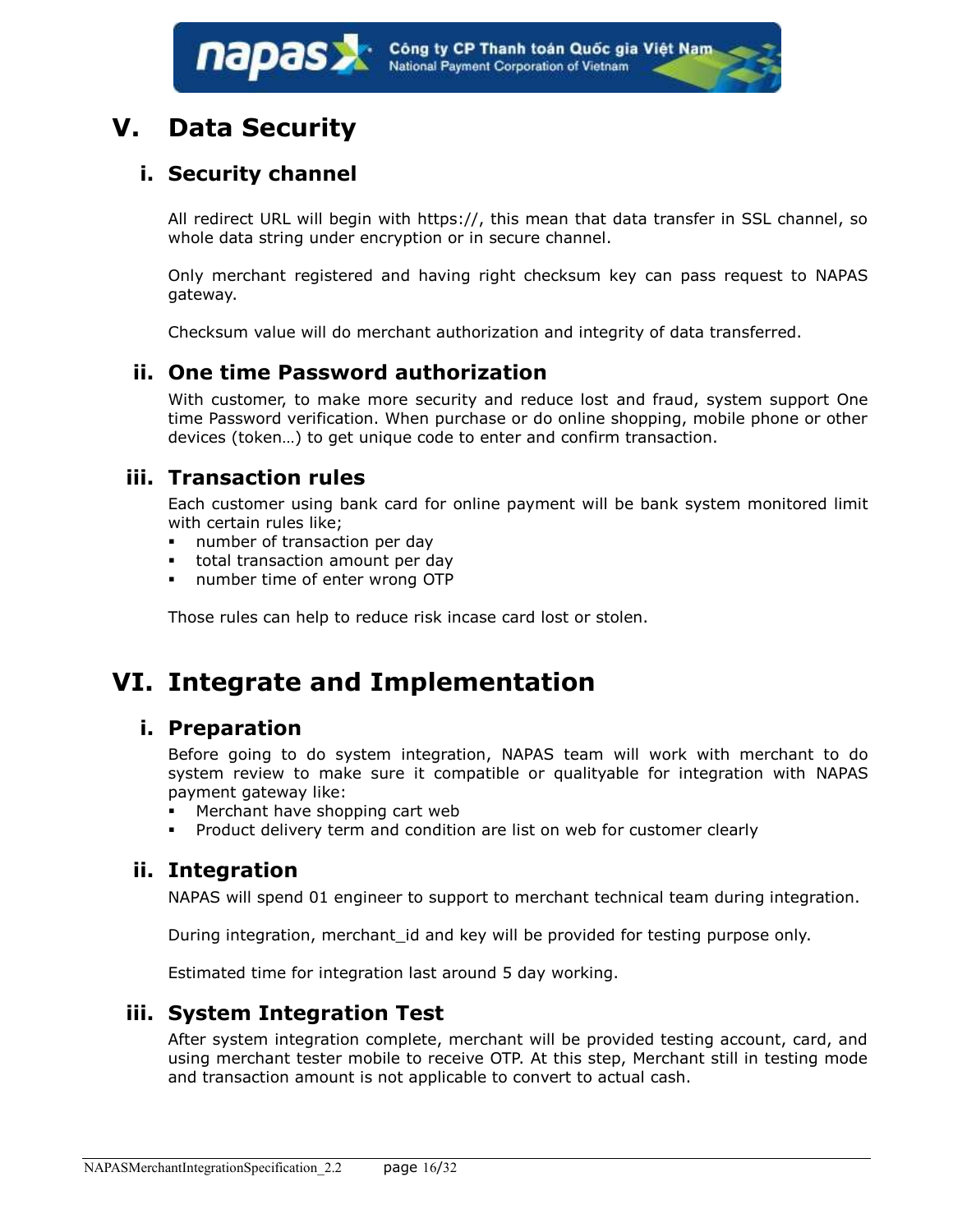# V. Data Security

## i. Security channel

All redirect URL will begin with https://, this mean that data transfer in SSL channel, so whole data string under encryption or in secure channel.

Only merchant registered and having right checksum key can pass request to NAPAS gateway.

Checksum value will do merchant authorization and integrity of data transferred.

## ii. One time Password authorization

With customer, to make more security and reduce lost and fraud, system support One time Password verification. When purchase or do online shopping, mobile phone or other devices (token…) to get unique code to enter and confirm transaction.

## iii. Transaction rules

Each customer using bank card for online payment will be bank system monitored limit with certain rules like;

- number of transaction per day
- total transaction amount per day
- number time of enter wrong OTP

Those rules can help to reduce risk incase card lost or stolen.

# VI. Integrate and Implementation

## i. Preparation

Before going to do system integration, NAPAS team will work with merchant to do system review to make sure it compatible or qualityable for integration with NAPAS payment gateway like:

- Merchant have shopping cart web
- Product delivery term and condition are list on web for customer clearly

## ii. Integration

NAPAS will spend 01 engineer to support to merchant technical team during integration.

During integration, merchant_id and key will be provided for testing purpose only.

Estimated time for integration last around 5 day working.

## iii. System Integration Test

After system integration complete, merchant will be provided testing account, card, and using merchant tester mobile to receive OTP. At this step, Merchant still in testing mode and transaction amount is not applicable to convert to actual cash.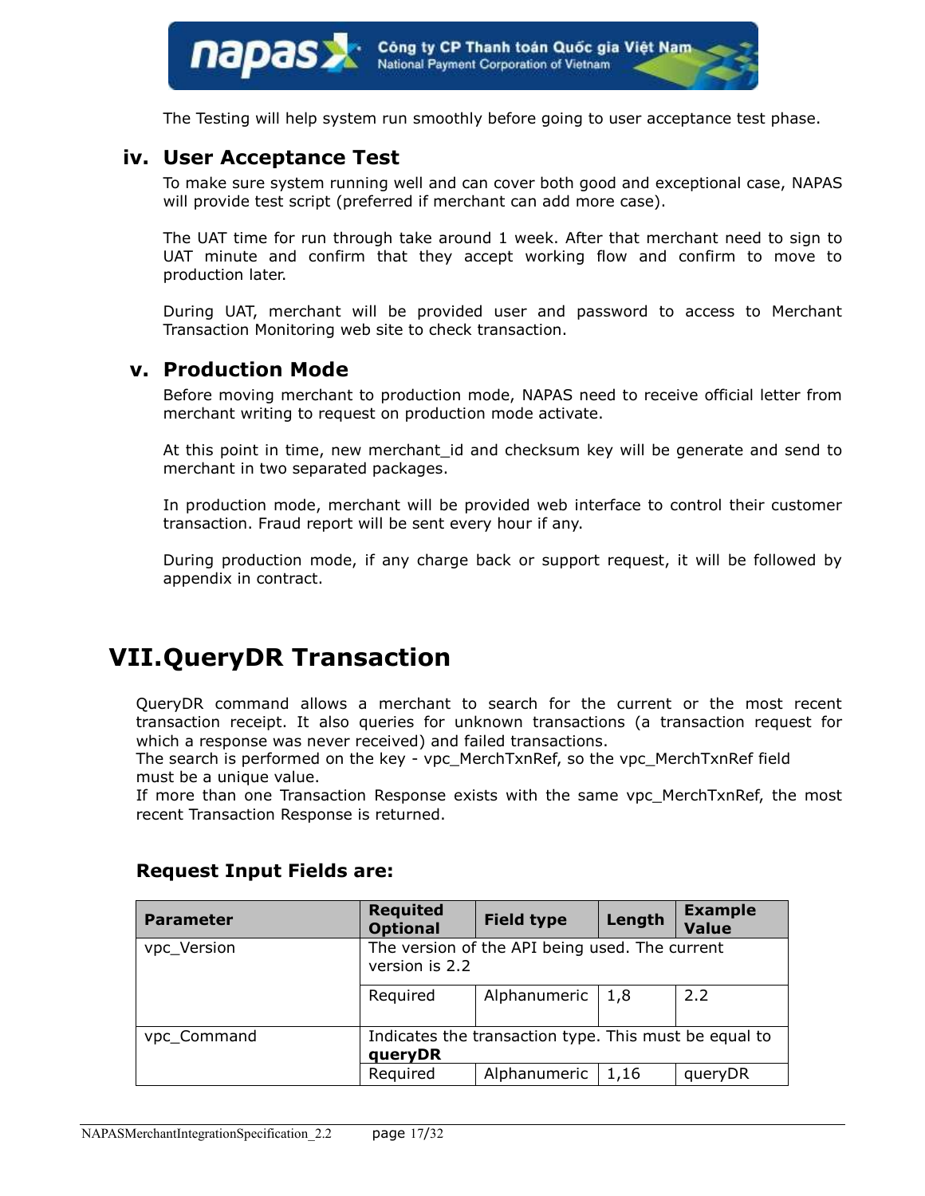The Testing will help system run smoothly before going to user acceptance test phase.

### iv. User Acceptance Test

To make sure system running well and can cover both good and exceptional case, NAPAS will provide test script (preferred if merchant can add more case).

The UAT time for run through take around 1 week. After that merchant need to sign to UAT minute and confirm that they accept working flow and confirm to move to production later.

During UAT, merchant will be provided user and password to access to Merchant Transaction Monitoring web site to check transaction.

### v. Production Mode

Before moving merchant to production mode, NAPAS need to receive official letter from merchant writing to request on production mode activate.

At this point in time, new merchant_id and checksum key will be generate and send to merchant in two separated packages.

In production mode, merchant will be provided web interface to control their customer transaction. Fraud report will be sent every hour if any.

During production mode, if any charge back or support request, it will be followed by appendix in contract.

## VII. QueryDR Transaction

QueryDR command allows a merchant to search for the current or the most recent transaction receipt. It also queries for unknown transactions (a transaction request for which a response was never received) and failed transactions.
The search is performed on the key - vpc_MerchTxnRef, so the vpc_MerchTxnRef field must be a unique value.
If more than one Transaction Response exists with the same vpc_MerchTxnRef, the most recent Transaction Response is returned.

### Request Input Fields are:

| Parameter | Requited Optional | Field type | Length | Example Value |
|---|---|---|---|---|
| vpc_Version | The version of the API being used. The current version is 2.2 | | | |
| | Required | Alphanumeric | 1,8 | 2.2 |
| vpc_Command | Indicates the transaction type. This must be equal to **queryDR** | | | |
| | Required | Alphanumeric | 1,16 | queryDR |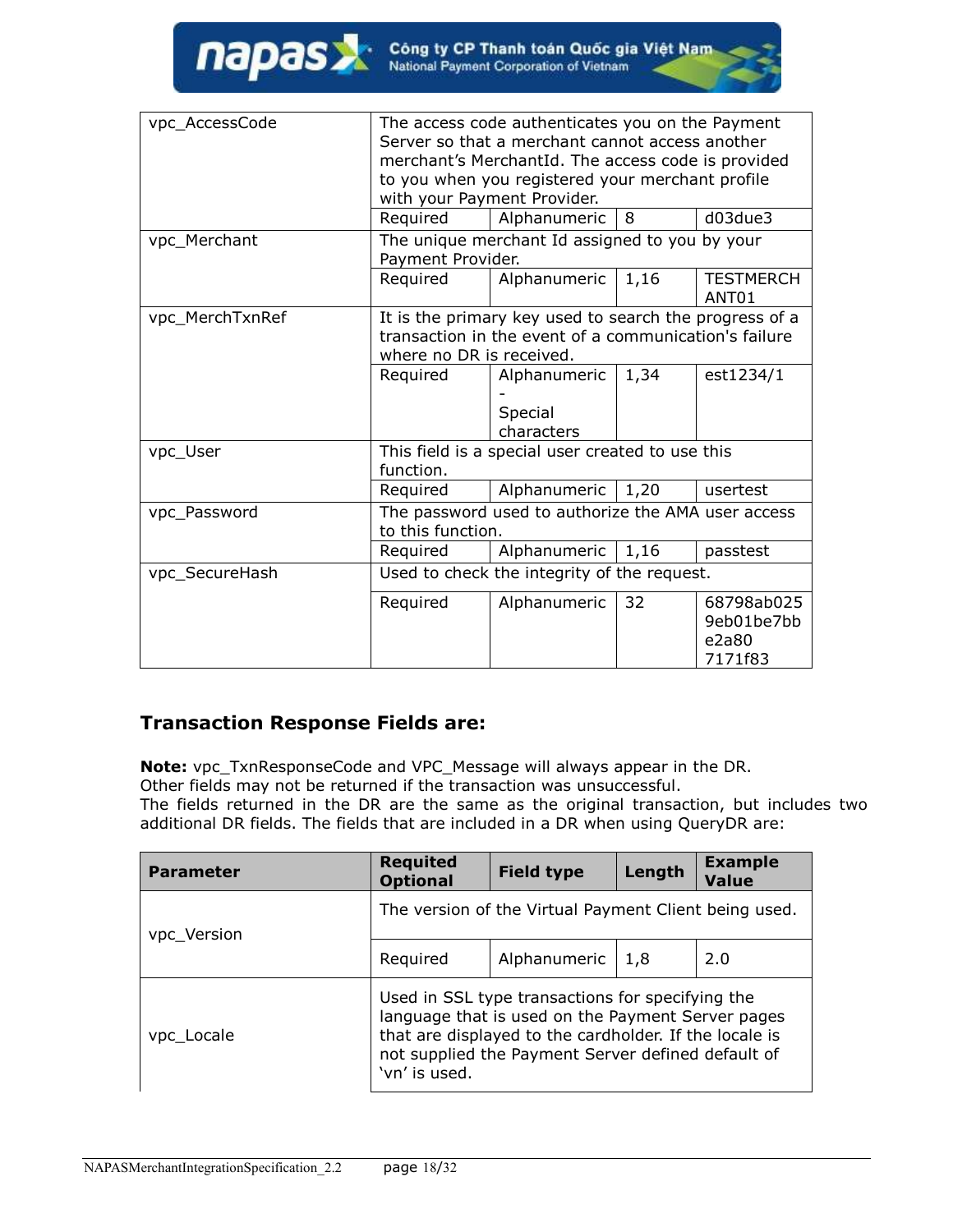| | | | | |
|---|---|---|---|---|
| vpc_AccessCode | The access code authenticates you on the Payment Server so that a merchant cannot access another merchant's MerchantId. The access code is provided to you when you registered your merchant profile with your Payment Provider. | | | |
| | Required | Alphanumeric | 8 | d03due3 |
| vpc_Merchant | The unique merchant Id assigned to you by your Payment Provider. | | | |
| | Required | Alphanumeric | 1,16 | TESTMERCHANT01 |
| vpc_MerchTxnRef | It is the primary key used to search the progress of a transaction in the event of a communication's failure where no DR is received. | | | |
| | Required | Alphanumeric - Special characters | 1,34 | est1234/1 |
| vpc_User | This field is a special user created to use this function. | | | |
| | Required | Alphanumeric | 1,20 | usertest |
| vpc_Password | The password used to authorize the AMA user access to this function. | | | |
| | Required | Alphanumeric | 1,16 | passtest |
| vpc_SecureHash | Used to check the integrity of the request. | | | |
| | Required | Alphanumeric | 32 | 68798ab0259eb01be7bbe2a80 7171f83 |

## Transaction Response Fields are:

**Note:** vpc_TxnResponseCode and VPC_Message will always appear in the DR.
Other fields may not be returned if the transaction was unsuccessful.
The fields returned in the DR are the same as the original transaction, but includes two additional DR fields. The fields that are included in a DR when using QueryDR are:

| Parameter | Requited Optional | Field type | Length | Example Value |
|---|---|---|---|---|
| vpc_Version | The version of the Virtual Payment Client being used. | | | |
| | Required | Alphanumeric | 1,8 | 2.0 |
| vpc_Locale | Used in SSL type transactions for specifying the language that is used on the Payment Server pages that are displayed to the cardholder. If the locale is not supplied the Payment Server defined default of 'vn' is used. | | | |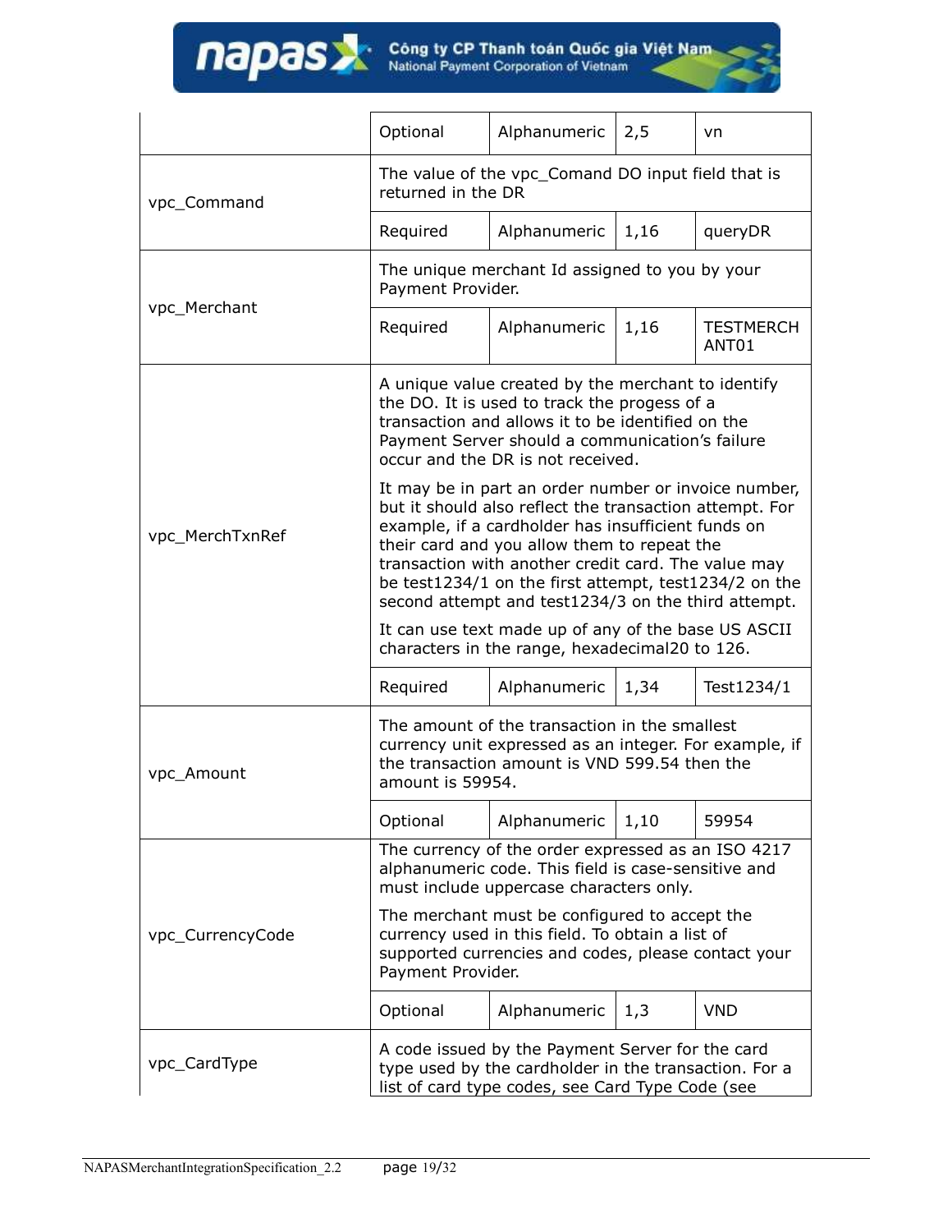| | | | | |
|---|---|---|---|---|
| | Optional | Alphanumeric | 2,5 | vn |
| vpc_Command | The value of the vpc_Comand DO input field that is returned in the DR | | | |
| | Required | Alphanumeric | 1,16 | queryDR |
| vpc_Merchant | The unique merchant Id assigned to you by your Payment Provider. | | | |
| | Required | Alphanumeric | 1,16 | TESTMERCHANT01 |
| vpc_MerchTxnRef | A unique value created by the merchant to identify the DO. It is used to track the progess of a transaction and allows it to be identified on the Payment Server should a communication's failure occur and the DR is not received.<br><br>It may be in part an order number or invoice number, but it should also reflect the transaction attempt. For example, if a cardholder has insufficient funds on their card and you allow them to repeat the transaction with another credit card. The value may be test1234/1 on the first attempt, test1234/2 on the second attempt and test1234/3 on the third attempt.<br><br>It can use text made up of any of the base US ASCII characters in the range, hexadecimal20 to 126. | | | |
| | Required | Alphanumeric | 1,34 | Test1234/1 |
| vpc_Amount | The amount of the transaction in the smallest currency unit expressed as an integer. For example, if the transaction amount is VND 599.54 then the amount is 59954. | | | |
| | Optional | Alphanumeric | 1,10 | 59954 |
| vpc_CurrencyCode | The currency of the order expressed as an ISO 4217 alphanumeric code. This field is case-sensitive and must include uppercase characters only.<br><br>The merchant must be configured to accept the currency used in this field. To obtain a list of supported currencies and codes, please contact your Payment Provider. | | | |
| | Optional | Alphanumeric | 1,3 | VND |
| vpc_CardType | A code issued by the Payment Server for the card type used by the cardholder in the transaction. For a list of card type codes, see Card Type Code (see | | | |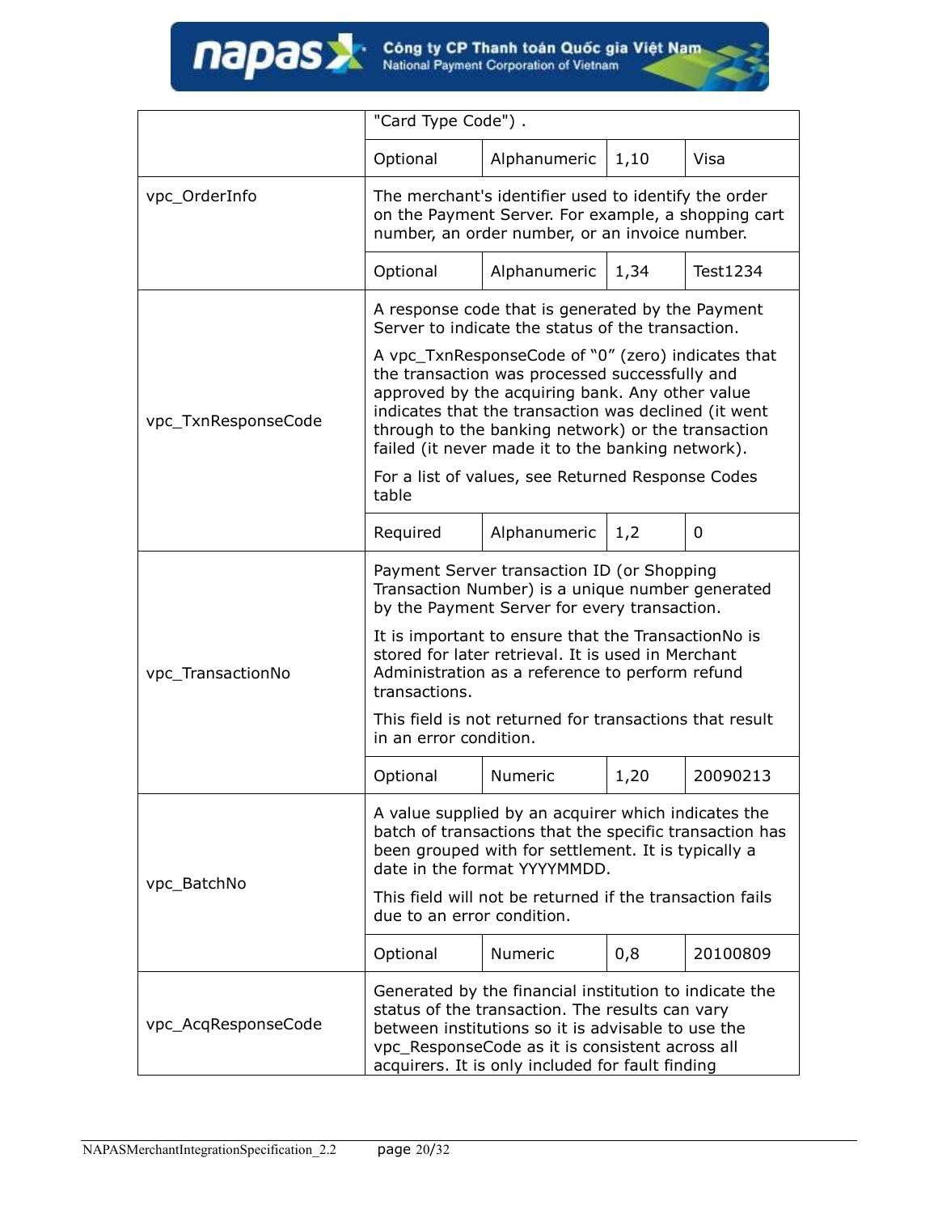| | | | | |
|---|---|---|---|---|
| | "Card Type Code") . | | | |
| | Optional | Alphanumeric | 1,10 | Visa |
| vpc_OrderInfo | The merchant's identifier used to identify the order on the Payment Server. For example, a shopping cart number, an order number, or an invoice number. | | | |
| | Optional | Alphanumeric | 1,34 | Test1234 |
| vpc_TxnResponseCode | A response code that is generated by the Payment Server to indicate the status of the transaction.<br><br>A vpc_TxnResponseCode of "0" (zero) indicates that the transaction was processed successfully and approved by the acquiring bank. Any other value indicates that the transaction was declined (it went through to the banking network) or the transaction failed (it never made it to the banking network).<br><br>For a list of values, see Returned Response Codes table | | | |
| | Required | Alphanumeric | 1,2 | 0 |
| vpc_TransactionNo | Payment Server transaction ID (or Shopping Transaction Number) is a unique number generated by the Payment Server for every transaction.<br><br>It is important to ensure that the TransactionNo is stored for later retrieval. It is used in Merchant Administration as a reference to perform refund transactions.<br><br>This field is not returned for transactions that result in an error condition. | | | |
| | Optional | Numeric | 1,20 | 20090213 |
| vpc_BatchNo | A value supplied by an acquirer which indicates the batch of transactions that the specific transaction has been grouped with for settlement. It is typically a date in the format YYYYMMDD.<br><br>This field will not be returned if the transaction fails due to an error condition. | | | |
| | Optional | Numeric | 0,8 | 20100809 |
| vpc_AcqResponseCode | Generated by the financial institution to indicate the status of the transaction. The results can vary between institutions so it is advisable to use the vpc_ResponseCode as it is consistent across all acquirers. It is only included for fault finding | | | |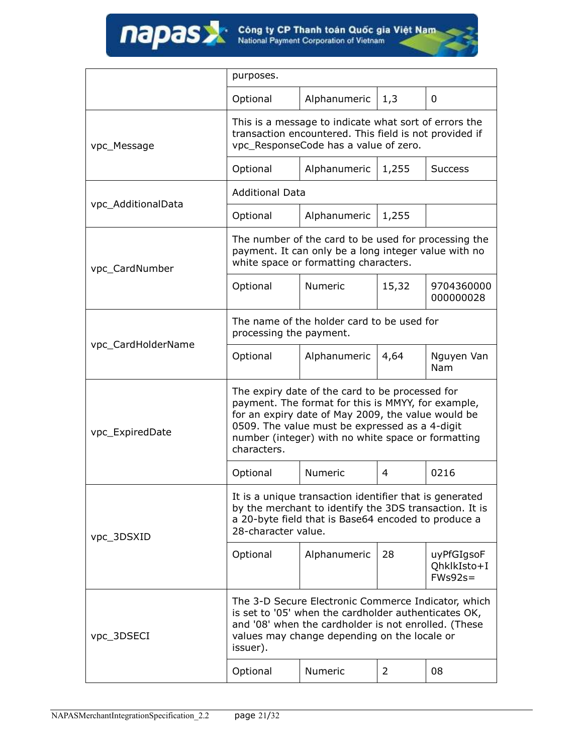| | | | | |
|---|---|---|---|---|
| | purposes. | | | |
| | Optional | Alphanumeric | 1,3 | 0 |
| vpc_Message | This is a message to indicate what sort of errors the transaction encountered. This field is not provided if vpc_ResponseCode has a value of zero. | | | |
| | Optional | Alphanumeric | 1,255 | Success |
| vpc_AdditionalData | Additional Data | | | |
| | Optional | Alphanumeric | 1,255 | |
| vpc_CardNumber | The number of the card to be used for processing the payment. It can only be a long integer value with no white space or formatting characters. | | | |
| | Optional | Numeric | 15,32 | 9704360000000000028 |
| vpc_CardHolderName | The name of the holder card to be used for processing the payment. | | | |
| | Optional | Alphanumeric | 4,64 | Nguyen Van Nam |
| vpc_ExpiredDate | The expiry date of the card to be processed for payment. The format for this is MMYY, for example, for an expiry date of May 2009, the value would be 0509. The value must be expressed as a 4-digit number (integer) with no white space or formatting characters. | | | |
| | Optional | Numeric | 4 | 0216 |
| vpc_3DSXID | It is a unique transaction identifier that is generated by the merchant to identify the 3DS transaction. It is a 20-byte field that is Base64 encoded to produce a 28-character value. | | | |
| | Optional | Alphanumeric | 28 | uyPfGIgsoFQhklkIsto+IFWs92s= |
| vpc_3DSECI | The 3-D Secure Electronic Commerce Indicator, which is set to '05' when the cardholder authenticates OK, and '08' when the cardholder is not enrolled. (These values may change depending on the locale or issuer). | | | |
| | Optional | Numeric | 2 | 08 |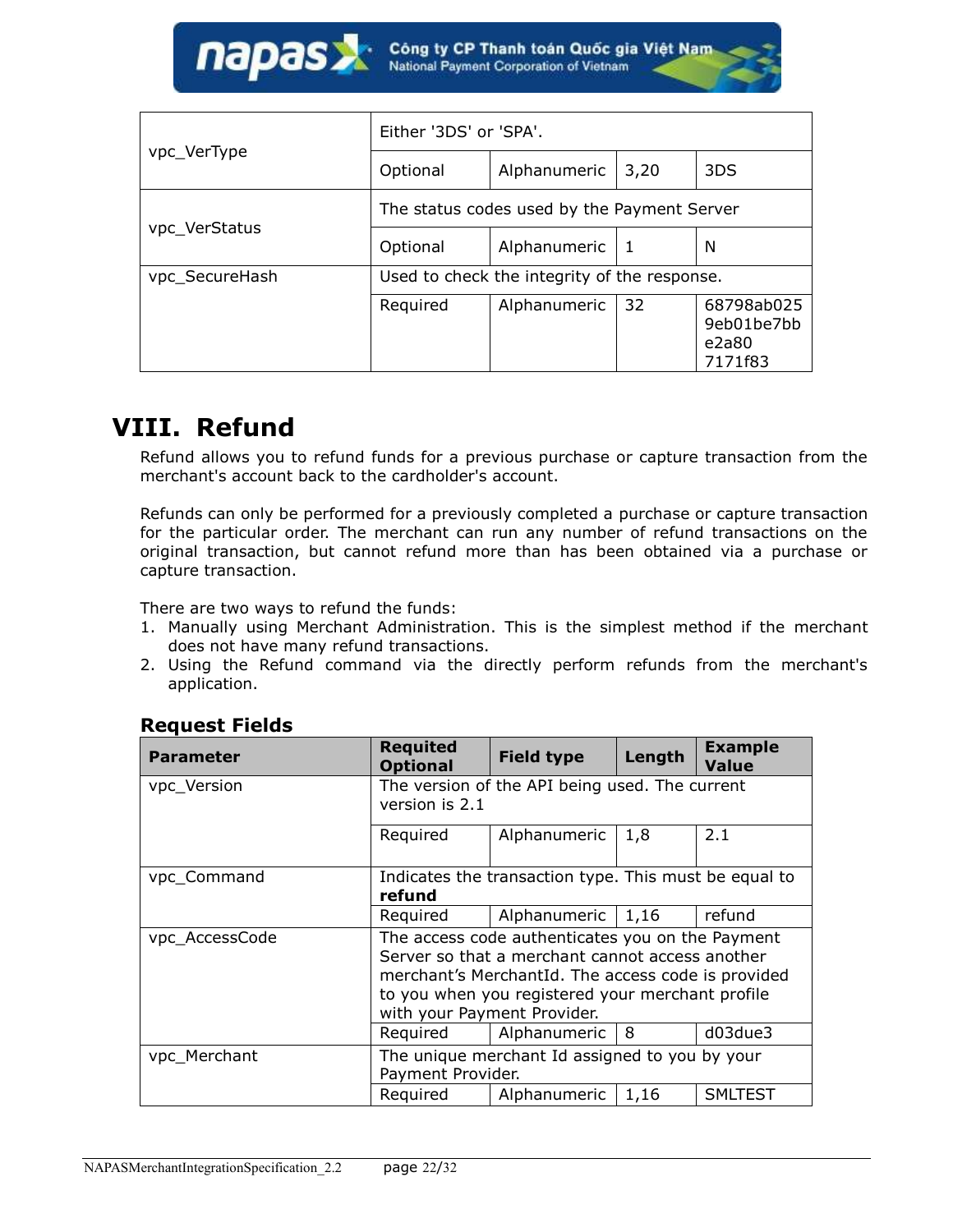| | | | | |
|---|---|---|---|---|
| vpc_VerType | Either '3DS' or 'SPA'. | | | |
| | Optional | Alphanumeric | 3,20 | 3DS |
| vpc_VerStatus | The status codes used by the Payment Server | | | |
| | Optional | Alphanumeric | 1 | N |
| vpc_SecureHash | Used to check the integrity of the response. | | | |
| | Required | Alphanumeric | 32 | 68798ab0259eb01be7bbe2a80 7171f83 |

# VIII. Refund

Refund allows you to refund funds for a previous purchase or capture transaction from the merchant's account back to the cardholder's account.

Refunds can only be performed for a previously completed a purchase or capture transaction for the particular order. The merchant can run any number of refund transactions on the original transaction, but cannot refund more than has been obtained via a purchase or capture transaction.

There are two ways to refund the funds:

1. Manually using Merchant Administration. This is the simplest method if the merchant does not have many refund transactions.
2. Using the Refund command via the directly perform refunds from the merchant's application.

### Request Fields

| Parameter | Requited Optional | Field type | Length | Example Value |
|---|---|---|---|---|
| vpc_Version | The version of the API being used. The current version is 2.1 | | | |
| | Required | Alphanumeric | 1,8 | 2.1 |
| vpc_Command | Indicates the transaction type. This must be equal to **refund** | | | |
| | Required | Alphanumeric | 1,16 | refund |
| vpc_AccessCode | The access code authenticates you on the Payment Server so that a merchant cannot access another merchant's MerchantId. The access code is provided to you when you registered your merchant profile with your Payment Provider. | | | |
| | Required | Alphanumeric | 8 | d03due3 |
| vpc_Merchant | The unique merchant Id assigned to you by your Payment Provider. | | | |
| | Required | Alphanumeric | 1,16 | SMLTEST |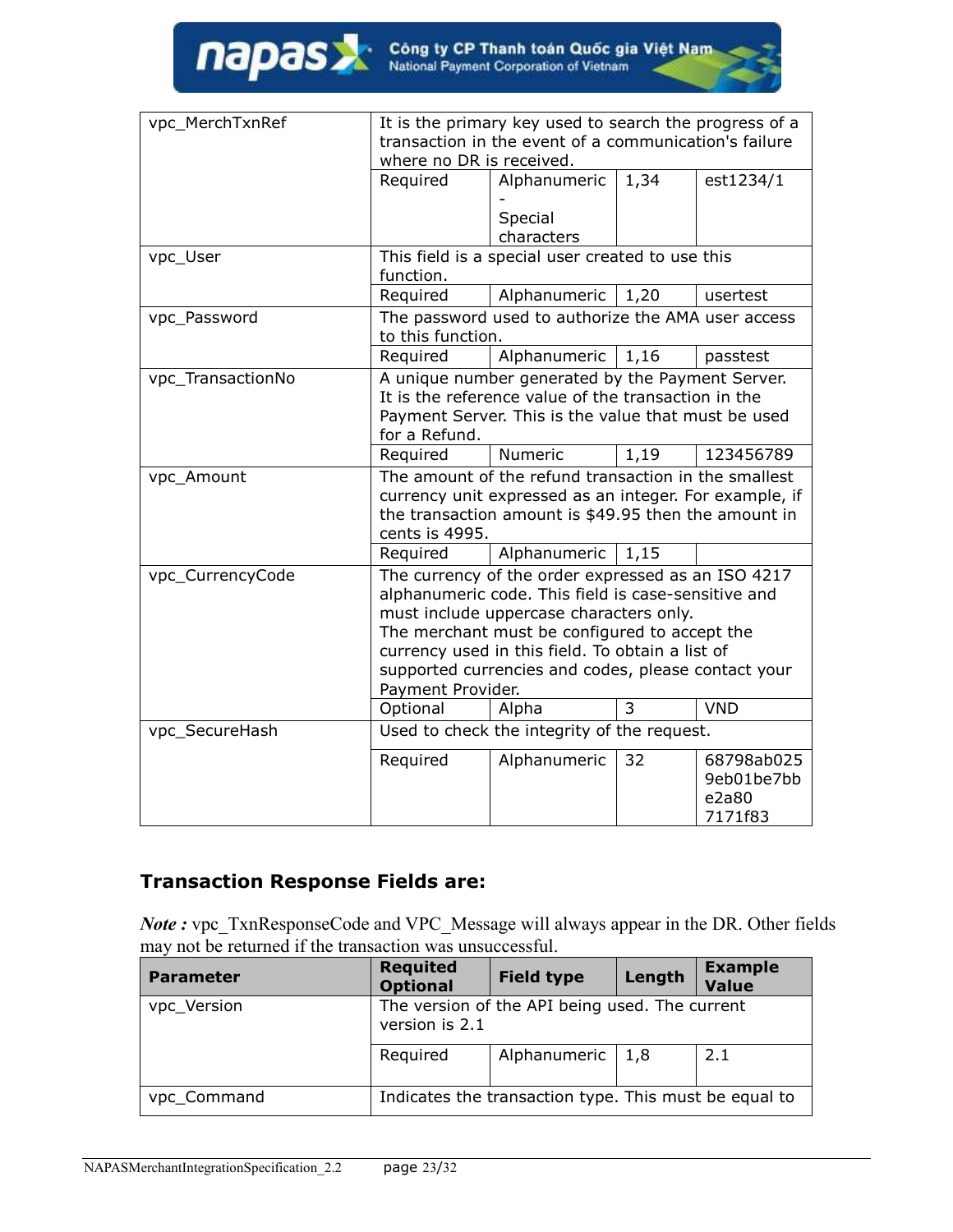| | | | | |
|---|---|---|---|---|
| vpc_MerchTxnRef | It is the primary key used to search the progress of a transaction in the event of a communication's failure where no DR is received. | | | |
| | Required | Alphanumeric - Special characters | 1,34 | est1234/1 |
| vpc_User | This field is a special user created to use this function. | | | |
| | Required | Alphanumeric | 1,20 | usertest |
| vpc_Password | The password used to authorize the AMA user access to this function. | | | |
| | Required | Alphanumeric | 1,16 | passtest |
| vpc_TransactionNo | A unique number generated by the Payment Server. It is the reference value of the transaction in the Payment Server. This is the value that must be used for a Refund. | | | |
| | Required | Numeric | 1,19 | 123456789 |
| vpc_Amount | The amount of the refund transaction in the smallest currency unit expressed as an integer. For example, if the transaction amount is $49.95 then the amount in cents is 4995. | | | |
| | Required | Alphanumeric | 1,15 | |
| vpc_CurrencyCode | The currency of the order expressed as an ISO 4217 alphanumeric code. This field is case-sensitive and must include uppercase characters only. The merchant must be configured to accept the currency used in this field. To obtain a list of supported currencies and codes, please contact your Payment Provider. | | | |
| | Optional | Alpha | 3 | VND |
| vpc_SecureHash | Used to check the integrity of the request. | | | |
| | Required | Alphanumeric | 32 | 68798ab0259eb01be7bbe2a807171f83 |

## Transaction Response Fields are:

***Note :*** vpc_TxnResponseCode and VPC_Message will always appear in the DR. Other fields may not be returned if the transaction was unsuccessful.

| Parameter | Requited Optional | Field type | Length | Example Value |
|---|---|---|---|---|
| vpc_Version | The version of the API being used. The current version is 2.1 | | | |
| | Required | Alphanumeric | 1,8 | 2.1 |
| vpc_Command | Indicates the transaction type. This must be equal to | | | |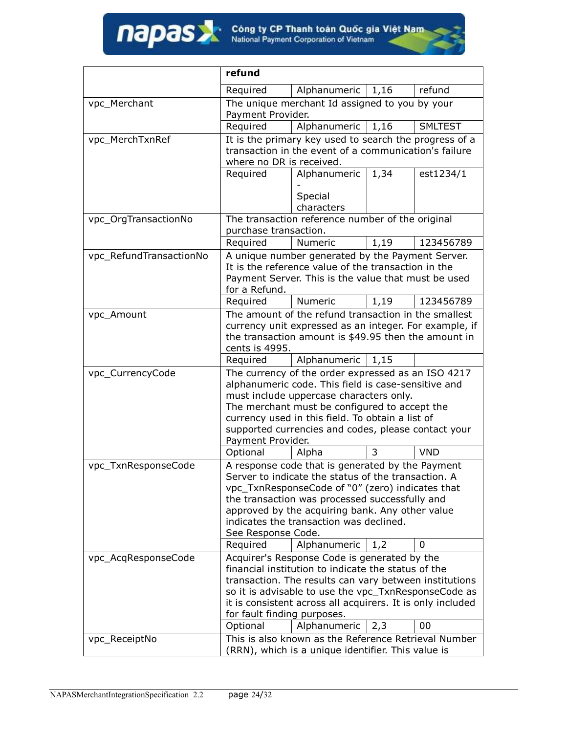| Field | Description | | | |
|---|---|---|---|---|
| | **refund** | | | |
| | Required | Alphanumeric | 1,16 | refund |
| vpc_Merchant | The unique merchant Id assigned to you by your Payment Provider. | | | |
| | Required | Alphanumeric | 1,16 | SMLTEST |
| vpc_MerchTxnRef | It is the primary key used to search the progress of a transaction in the event of a communication's failure where no DR is received. | | | |
| | Required | Alphanumeric - Special characters | 1,34 | est1234/1 |
| vpc_OrgTransactionNo | The transaction reference number of the original purchase transaction. | | | |
| | Required | Numeric | 1,19 | 123456789 |
| vpc_RefundTransactionNo | A unique number generated by the Payment Server. It is the reference value of the transaction in the Payment Server. This is the value that must be used for a Refund. | | | |
| | Required | Numeric | 1,19 | 123456789 |
| vpc_Amount | The amount of the refund transaction in the smallest currency unit expressed as an integer. For example, if the transaction amount is $49.95 then the amount in cents is 4995. | | | |
| | Required | Alphanumeric | 1,15 | |
| vpc_CurrencyCode | The currency of the order expressed as an ISO 4217 alphanumeric code. This field is case-sensitive and must include uppercase characters only. The merchant must be configured to accept the currency used in this field. To obtain a list of supported currencies and codes, please contact your Payment Provider. | | | |
| | Optional | Alpha | 3 | VND |
| vpc_TxnResponseCode | A response code that is generated by the Payment Server to indicate the status of the transaction. A vpc_TxnResponseCode of "0" (zero) indicates that the transaction was processed successfully and approved by the acquiring bank. Any other value indicates the transaction was declined. See Response Code. | | | |
| | Required | Alphanumeric | 1,2 | 0 |
| vpc_AcqResponseCode | Acquirer's Response Code is generated by the financial institution to indicate the status of the transaction. The results can vary between institutions so it is advisable to use the vpc_TxnResponseCode as it is consistent across all acquirers. It is only included for fault finding purposes. | | | |
| | Optional | Alphanumeric | 2,3 | 00 |
| vpc_ReceiptNo | This is also known as the Reference Retrieval Number (RRN), which is a unique identifier. This value is | | | |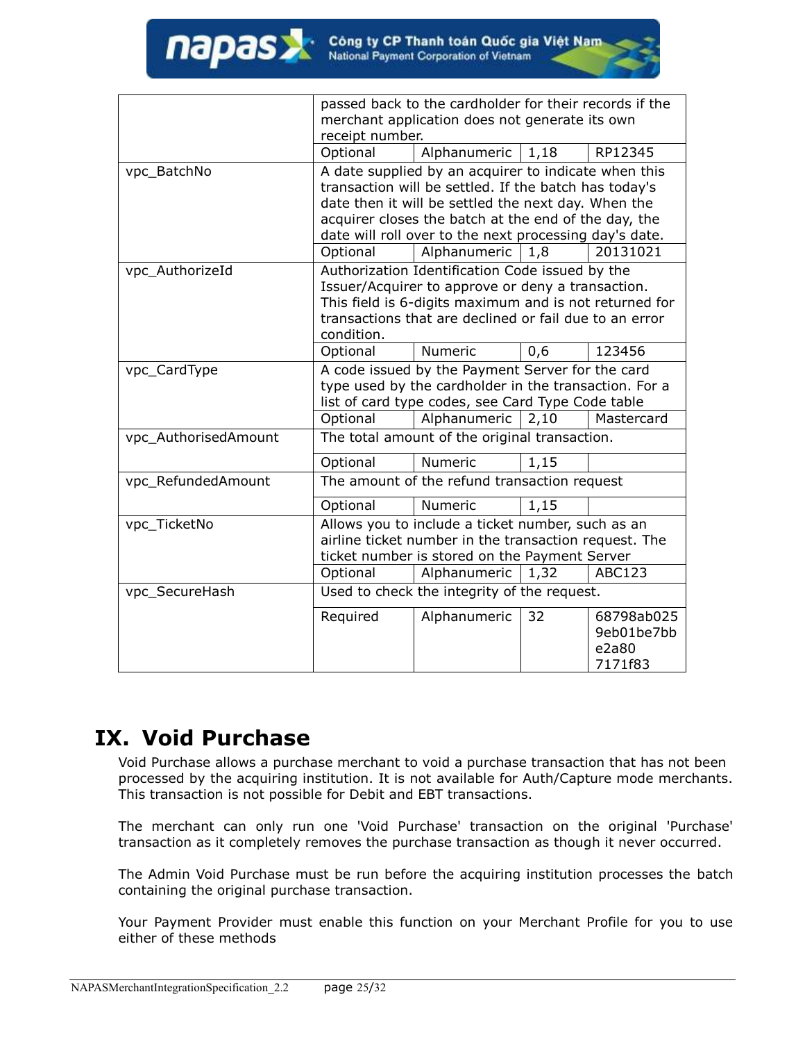| | | | | |
|---|---|---|---|---|
| | passed back to the cardholder for their records if the merchant application does not generate its own receipt number. | | | |
| | Optional | Alphanumeric | 1,18 | RP12345 |
| vpc_BatchNo | A date supplied by an acquirer to indicate when this transaction will be settled. If the batch has today's date then it will be settled the next day. When the acquirer closes the batch at the end of the day, the date will roll over to the next processing day's date. | | | |
| | Optional | Alphanumeric | 1,8 | 20131021 |
| vpc_AuthorizeId | Authorization Identification Code issued by the Issuer/Acquirer to approve or deny a transaction. This field is 6-digits maximum and is not returned for transactions that are declined or fail due to an error condition. | | | |
| | Optional | Numeric | 0,6 | 123456 |
| vpc_CardType | A code issued by the Payment Server for the card type used by the cardholder in the transaction. For a list of card type codes, see Card Type Code table | | | |
| | Optional | Alphanumeric | 2,10 | Mastercard |
| vpc_AuthorisedAmount | The total amount of the original transaction. | | | |
| | Optional | Numeric | 1,15 | |
| vpc_RefundedAmount | The amount of the refund transaction request | | | |
| | Optional | Numeric | 1,15 | |
| vpc_TicketNo | Allows you to include a ticket number, such as an airline ticket number in the transaction request. The ticket number is stored on the Payment Server | | | |
| | Optional | Alphanumeric | 1,32 | ABC123 |
| vpc_SecureHash | Used to check the integrity of the request. | | | |
| | Required | Alphanumeric | 32 | 68798ab0259eb01be7bbe2a807171f83 |

# IX. Void Purchase

Void Purchase allows a purchase merchant to void a purchase transaction that has not been processed by the acquiring institution. It is not available for Auth/Capture mode merchants. This transaction is not possible for Debit and EBT transactions.

The merchant can only run one 'Void Purchase' transaction on the original 'Purchase' transaction as it completely removes the purchase transaction as though it never occurred.

The Admin Void Purchase must be run before the acquiring institution processes the batch containing the original purchase transaction.

Your Payment Provider must enable this function on your Merchant Profile for you to use either of these methods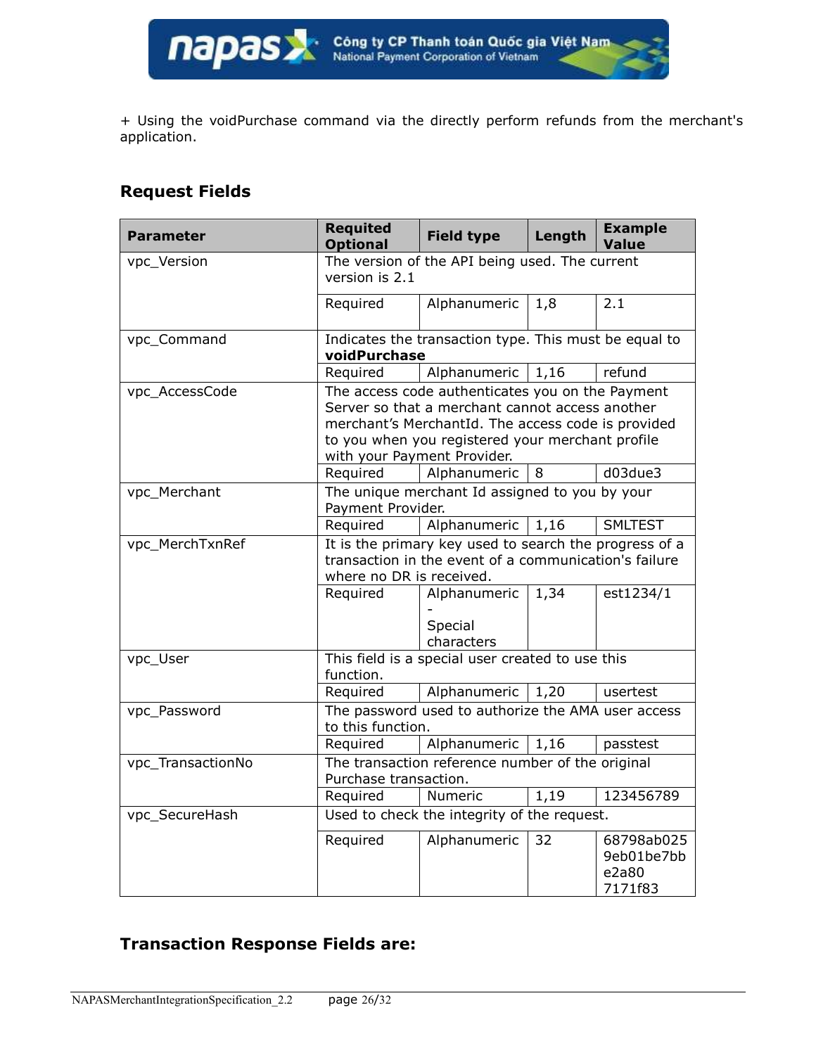+ Using the voidPurchase command via the directly perform refunds from the merchant's application.

### Request Fields

| Parameter | Requited Optional | Field type | Length | Example Value |
|---|---|---|---|---|
| vpc_Version | The version of the API being used. The current version is 2.1 | | | |
| | Required | Alphanumeric | 1,8 | 2.1 |
| vpc_Command | Indicates the transaction type. This must be equal to **voidPurchase** | | | |
| | Required | Alphanumeric | 1,16 | refund |
| vpc_AccessCode | The access code authenticates you on the Payment Server so that a merchant cannot access another merchant's MerchantId. The access code is provided to you when you registered your merchant profile with your Payment Provider. | | | |
| | Required | Alphanumeric | 8 | d03due3 |
| vpc_Merchant | The unique merchant Id assigned to you by your Payment Provider. | | | |
| | Required | Alphanumeric | 1,16 | SMLTEST |
| vpc_MerchTxnRef | It is the primary key used to search the progress of a transaction in the event of a communication's failure where no DR is received. | | | |
| | Required | Alphanumeric - Special characters | 1,34 | est1234/1 |
| vpc_User | This field is a special user created to use this function. | | | |
| | Required | Alphanumeric | 1,20 | usertest |
| vpc_Password | The password used to authorize the AMA user access to this function. | | | |
| | Required | Alphanumeric | 1,16 | passtest |
| vpc_TransactionNo | The transaction reference number of the original Purchase transaction. | | | |
| | Required | Numeric | 1,19 | 123456789 |
| vpc_SecureHash | Used to check the integrity of the request. | | | |
| | Required | Alphanumeric | 32 | 68798ab0259eb01be7bbe2a807171f83 |

### Transaction Response Fields are: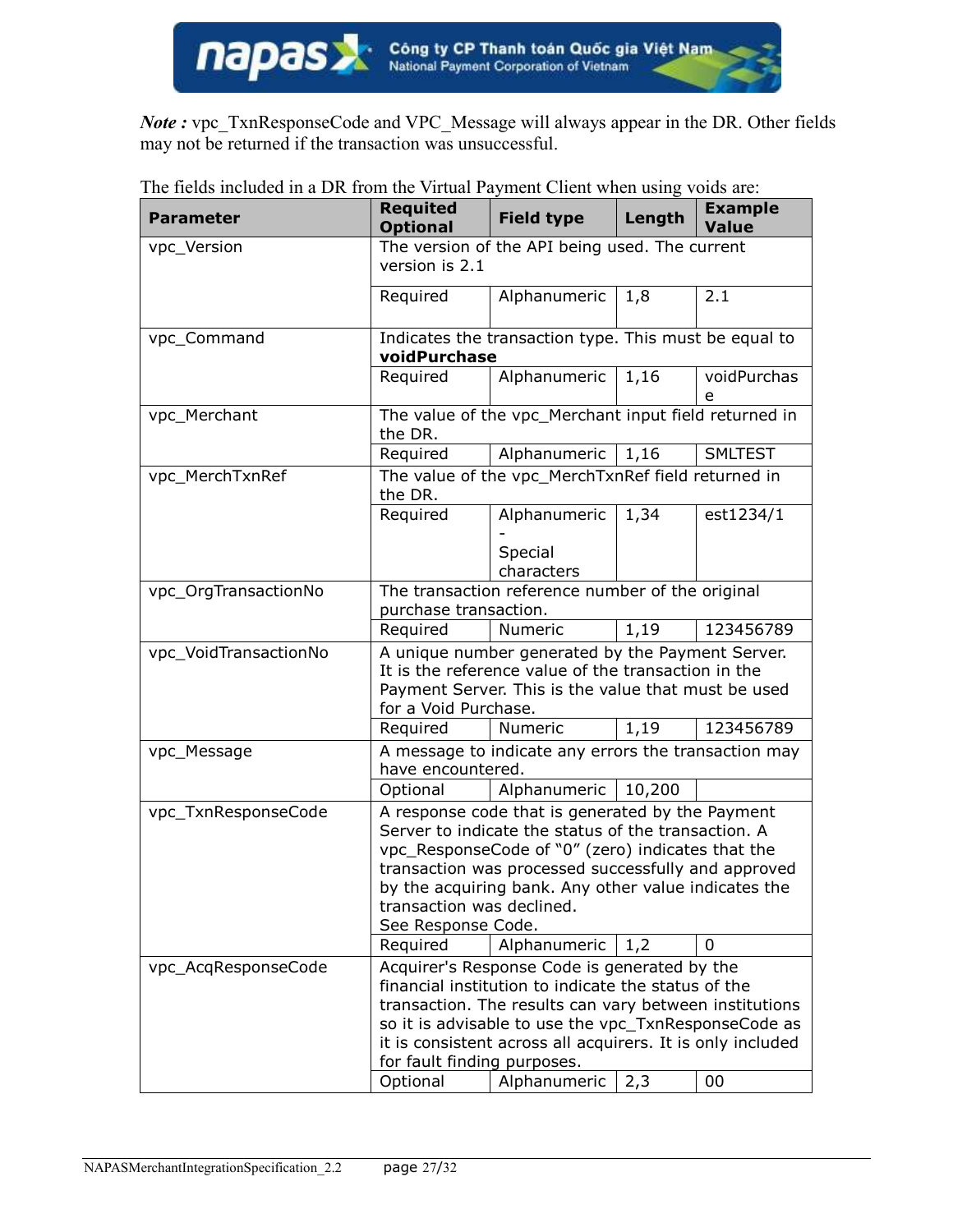*Note :* vpc_TxnResponseCode and VPC_Message will always appear in the DR. Other fields may not be returned if the transaction was unsuccessful.

The fields included in a DR from the Virtual Payment Client when using voids are:

| Parameter | Requited Optional | Field type | Length | Example Value |
|---|---|---|---|---|
| vpc_Version | The version of the API being used. The current version is 2.1 | | | |
| | Required | Alphanumeric | 1,8 | 2.1 |
| vpc_Command | Indicates the transaction type. This must be equal to **voidPurchase** | | | |
| | Required | Alphanumeric | 1,16 | voidPurchase |
| vpc_Merchant | The value of the vpc_Merchant input field returned in the DR. | | | |
| | Required | Alphanumeric | 1,16 | SMLTEST |
| vpc_MerchTxnRef | The value of the vpc_MerchTxnRef field returned in the DR. | | | |
| | Required | Alphanumeric - Special characters | 1,34 | est1234/1 |
| vpc_OrgTransactionNo | The transaction reference number of the original purchase transaction. | | | |
| | Required | Numeric | 1,19 | 123456789 |
| vpc_VoidTransactionNo | A unique number generated by the Payment Server. It is the reference value of the transaction in the Payment Server. This is the value that must be used for a Void Purchase. | | | |
| | Required | Numeric | 1,19 | 123456789 |
| vpc_Message | A message to indicate any errors the transaction may have encountered. | | | |
| | Optional | Alphanumeric | 10,200 | |
| vpc_TxnResponseCode | A response code that is generated by the Payment Server to indicate the status of the transaction. A vpc_ResponseCode of "0" (zero) indicates that the transaction was processed successfully and approved by the acquiring bank. Any other value indicates the transaction was declined. See Response Code. | | | |
| | Required | Alphanumeric | 1,2 | 0 |
| vpc_AcqResponseCode | Acquirer's Response Code is generated by the financial institution to indicate the status of the transaction. The results can vary between institutions so it is advisable to use the vpc_TxnResponseCode as it is consistent across all acquirers. It is only included for fault finding purposes. | | | |
| | Optional | Alphanumeric | 2,3 | 00 |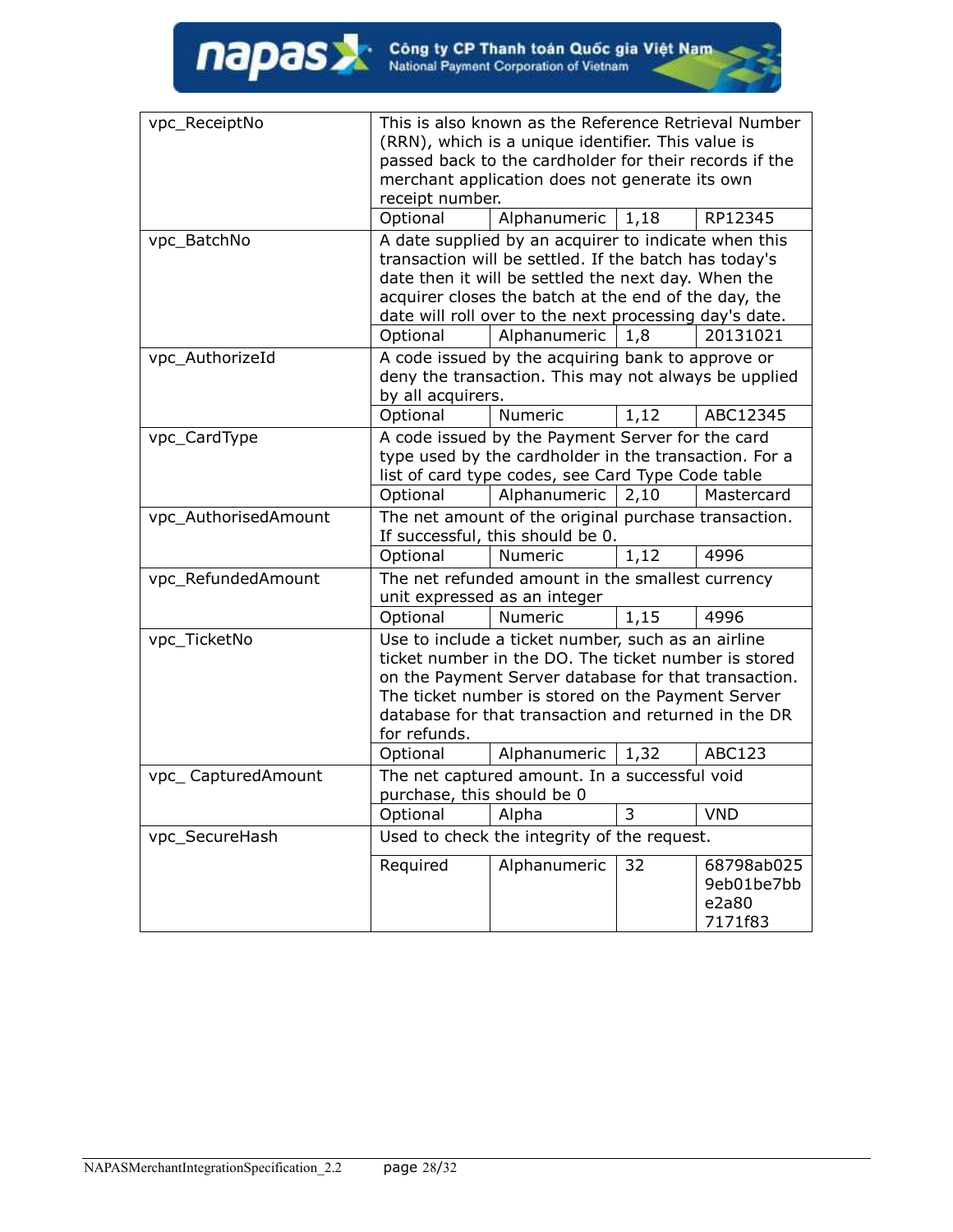| Field | Description | | | |
|---|---|---|---|---|
| vpc_ReceiptNo | This is also known as the Reference Retrieval Number (RRN), which is a unique identifier. This value is passed back to the cardholder for their records if the merchant application does not generate its own receipt number. | | | |
| | Optional | Alphanumeric | 1,18 | RP12345 |
| vpc_BatchNo | A date supplied by an acquirer to indicate when this transaction will be settled. If the batch has today's date then it will be settled the next day. When the acquirer closes the batch at the end of the day, the date will roll over to the next processing day's date. | | | |
| | Optional | Alphanumeric | 1,8 | 20131021 |
| vpc_AuthorizeId | A code issued by the acquiring bank to approve or deny the transaction. This may not always be upplied by all acquirers. | | | |
| | Optional | Numeric | 1,12 | ABC12345 |
| vpc_CardType | A code issued by the Payment Server for the card type used by the cardholder in the transaction. For a list of card type codes, see Card Type Code table | | | |
| | Optional | Alphanumeric | 2,10 | Mastercard |
| vpc_AuthorisedAmount | The net amount of the original purchase transaction. If successful, this should be 0. | | | |
| | Optional | Numeric | 1,12 | 4996 |
| vpc_RefundedAmount | The net refunded amount in the smallest currency unit expressed as an integer | | | |
| | Optional | Numeric | 1,15 | 4996 |
| vpc_TicketNo | Use to include a ticket number, such as an airline ticket number in the DO. The ticket number is stored on the Payment Server database for that transaction. The ticket number is stored on the Payment Server database for that transaction and returned in the DR for refunds. | | | |
| | Optional | Alphanumeric | 1,32 | ABC123 |
| vpc_ CapturedAmount | The net captured amount. In a successful void purchase, this should be 0 | | | |
| | Optional | Alpha | 3 | VND |
| vpc_SecureHash | Used to check the integrity of the request. | | | |
| | Required | Alphanumeric | 32 | 68798ab0259eb01be7bbe2a807171f83 |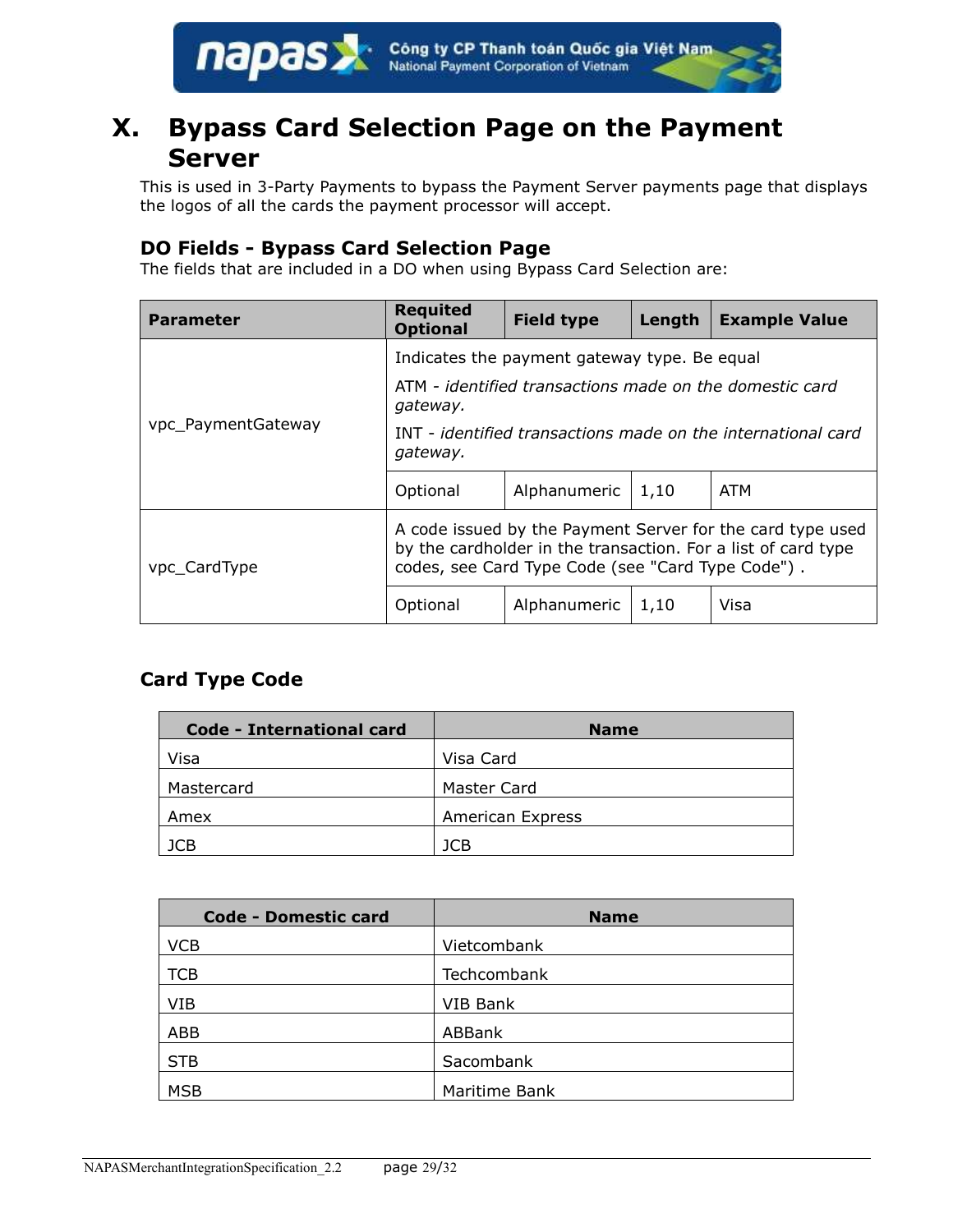# X. Bypass Card Selection Page on the Payment Server

This is used in 3-Party Payments to bypass the Payment Server payments page that displays the logos of all the cards the payment processor will accept.

### DO Fields - Bypass Card Selection Page

The fields that are included in a DO when using Bypass Card Selection are:

| Parameter | Requited Optional | Field type | Length | Example Value |
|---|---|---|---|---|
| vpc_PaymentGateway | Indicates the payment gateway type. Be equal<br>ATM - *identified transactions made on the domestic card gateway.*<br>INT - *identified transactions made on the international card gateway.* | | | |
| | Optional | Alphanumeric | 1,10 | ATM |
| vpc_CardType | A code issued by the Payment Server for the card type used by the cardholder in the transaction. For a list of card type codes, see Card Type Code (see "Card Type Code") . | | | |
| | Optional | Alphanumeric | 1,10 | Visa |

### Card Type Code

| Code - International card | Name |
|---|---|
| Visa | Visa Card |
| Mastercard | Master Card |
| Amex | American Express |
| JCB | JCB |

| Code - Domestic card | Name |
|---|---|
| VCB | Vietcombank |
| TCB | Techcombank |
| VIB | VIB Bank |
| ABB | ABBank |
| STB | Sacombank |
| MSB | Maritime Bank |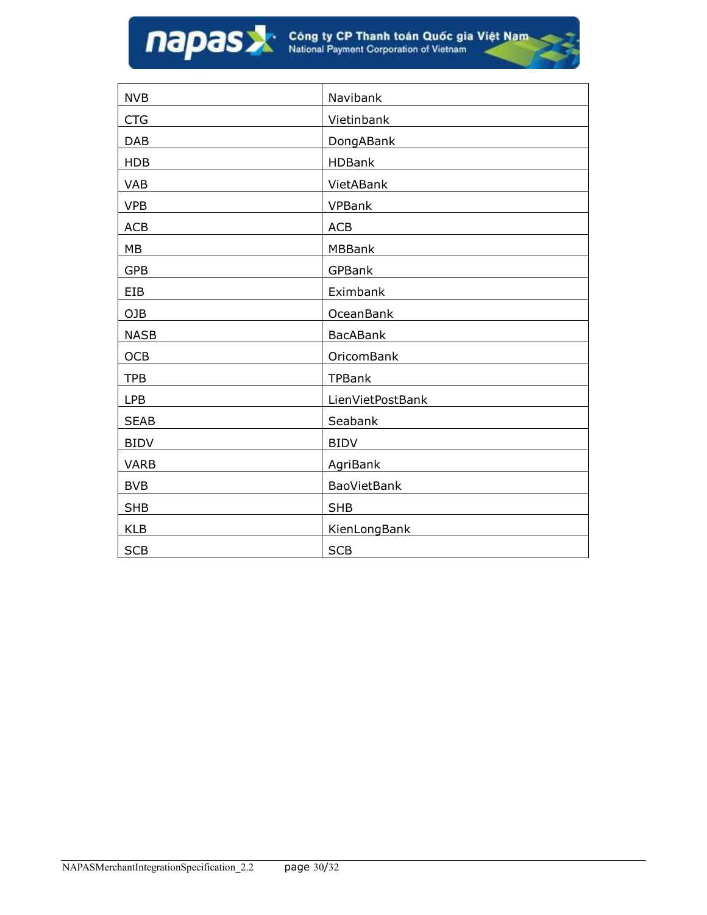| NVB | Navibank |
|---|---|
| CTG | Vietinbank |
| DAB | DongABank |
| HDB | HDBank |
| VAB | VietABank |
| VPB | VPBank |
| ACB | ACB |
| MB | MBBank |
| GPB | GPBank |
| EIB | Eximbank |
| OJB | OceanBank |
| NASB | BacABank |
| OCB | OricomBank |
| TPB | TPBank |
| LPB | LienVietPostBank |
| SEAB | Seabank |
| BIDV | BIDV |
| VARB | AgriBank |
| BVB | BaoVietBank |
| SHB | SHB |
| KLB | KienLongBank |
| SCB | SCB |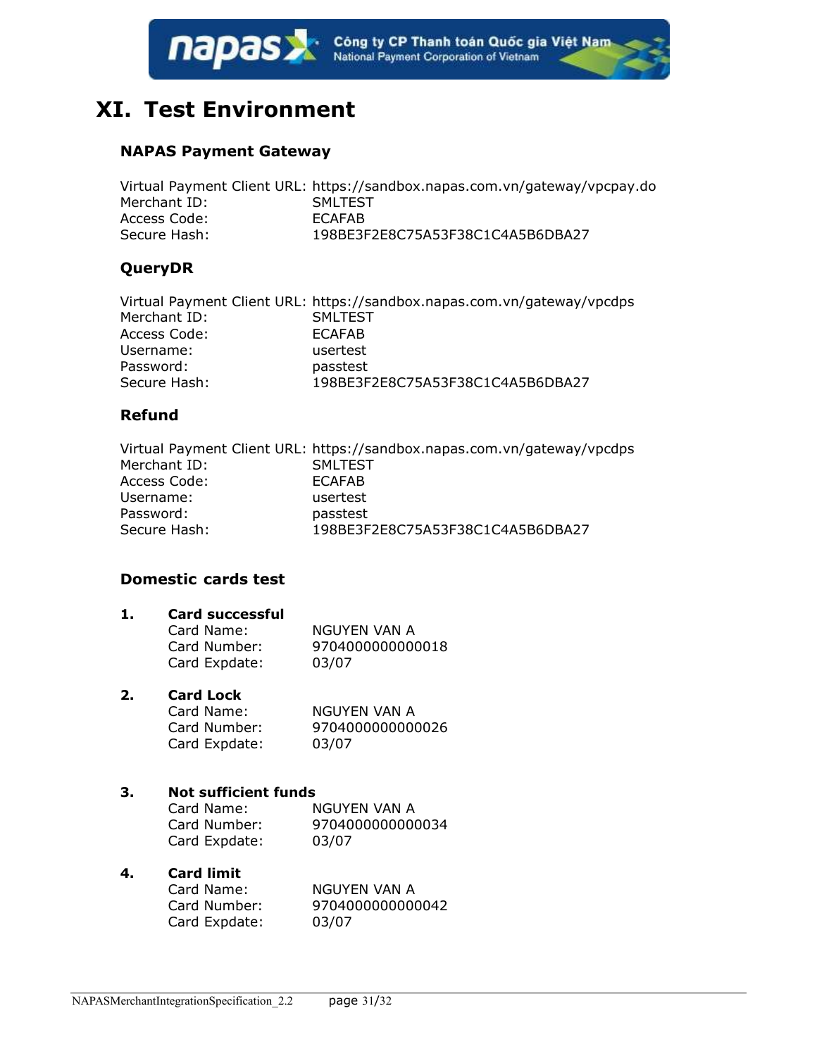# XI. Test Environment

### NAPAS Payment Gateway

Virtual Payment Client URL: https://sandbox.napas.com.vn/gateway/vpcpay.do
Merchant ID: SMLTEST
Access Code: ECAFAB
Secure Hash: 198BE3F2E8C75A53F38C1C4A5B6DBA27

### QueryDR

Virtual Payment Client URL: https://sandbox.napas.com.vn/gateway/vpcdps
Merchant ID: SMLTEST
Access Code: ECAFAB
Username: usertest
Password: passtest
Secure Hash: 198BE3F2E8C75A53F38C1C4A5B6DBA27

### Refund

Virtual Payment Client URL: https://sandbox.napas.com.vn/gateway/vpcdps
Merchant ID: SMLTEST
Access Code: ECAFAB
Username: usertest
Password: passtest
Secure Hash: 198BE3F2E8C75A53F38C1C4A5B6DBA27

### Domestic cards test

1. **Card successful**
   Card Name: NGUYEN VAN A
   Card Number: 9704000000000018
   Card Expdate: 03/07

2. **Card Lock**
   Card Name: NGUYEN VAN A
   Card Number: 9704000000000026
   Card Expdate: 03/07

3. **Not sufficient funds**
   Card Name: NGUYEN VAN A
   Card Number: 9704000000000034
   Card Expdate: 03/07

4. **Card limit**
   Card Name: NGUYEN VAN A
   Card Number: 9704000000000042
   Card Expdate: 03/07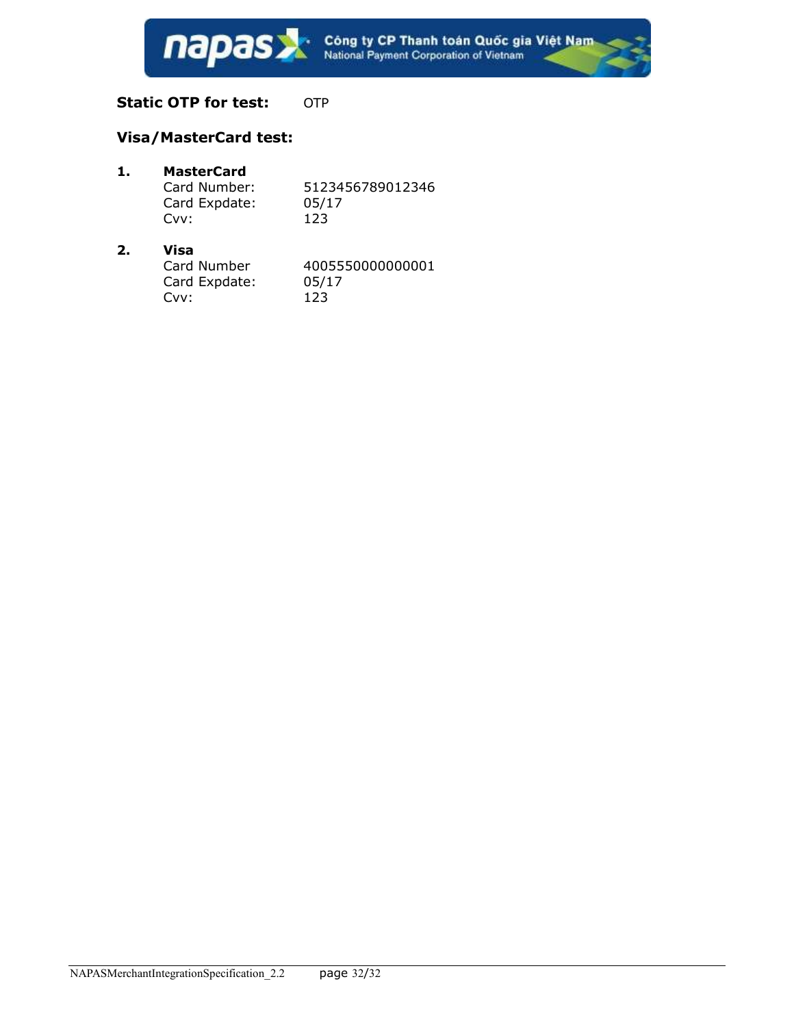**Static OTP for test:** OTP

**Visa/MasterCard test:**

1. **MasterCard**

   Card Number: 5123456789012346
   Card Expdate: 05/17
   Cvv: 123

2. **Visa**

   Card Number 4005550000000001
   Card Expdate: 05/17
   Cvv: 123